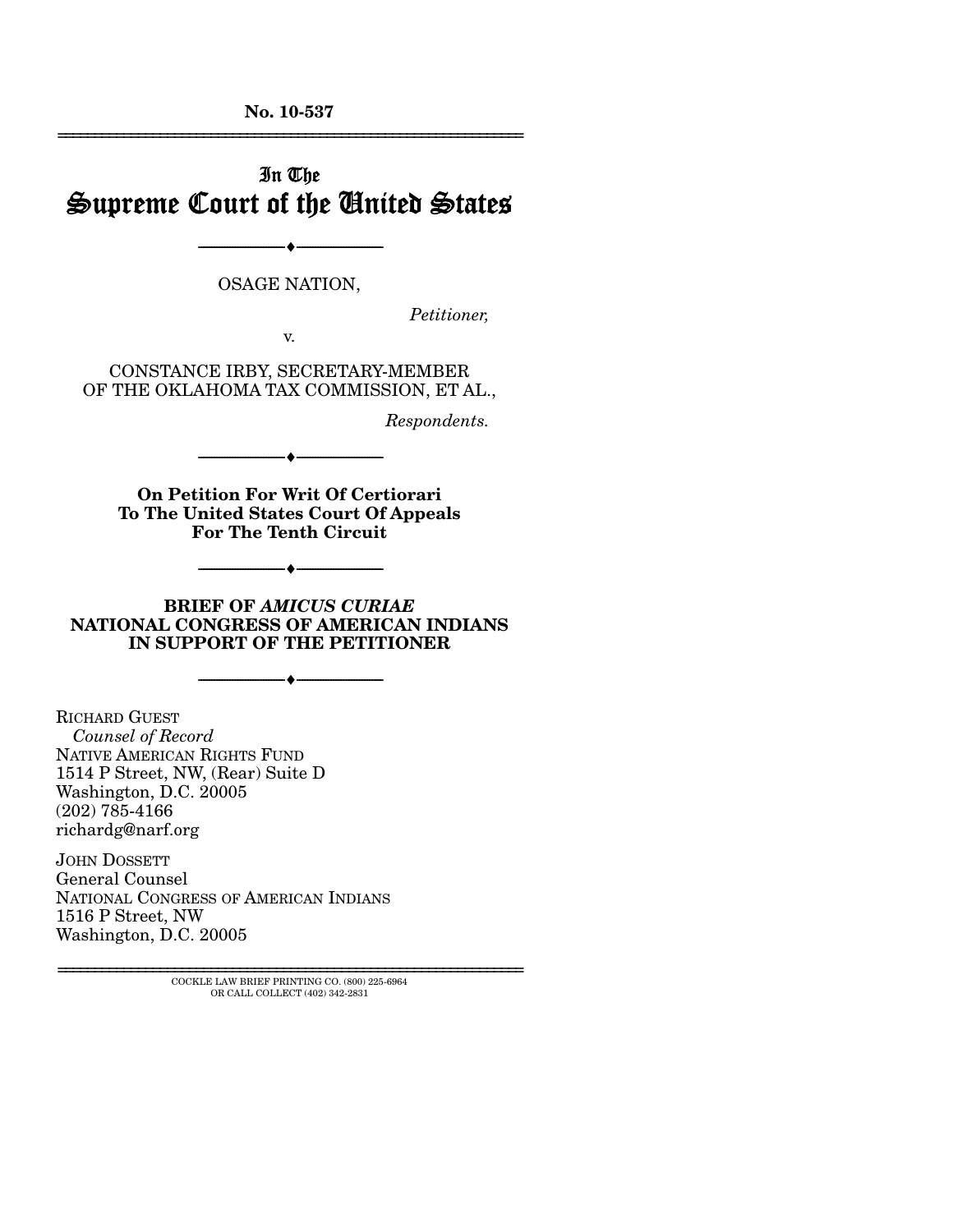**No. 10-537**

# In The Supreme Court of the United States

---

OSAGE NATION,

*Petitioner,*

v.

CONSTANCE IRBY, SECRETARY-MEMBER OF THE OKLAHOMA TAX COMMISSION, ET AL.,

*Respondents.*

---

**On Petition For Writ Of Certiorari To The United States Court Of Appeals For The Tenth Circuit**

---

**BRIEF OF *AMICUS CURIAE* NATIONAL CONGRESS OF AMERICAN INDIANS IN SUPPORT OF THE PETITIONER**

---

RICHARD GUEST
*Counsel of Record*
NATIVE AMERICAN RIGHTS FUND
1514 P Street, NW, (Rear) Suite D
Washington, D.C. 20005
(202) 785-4166
richardg@narf.org

JOHN DOSSETT
General Counsel
NATIONAL CONGRESS OF AMERICAN INDIANS
1516 P Street, NW
Washington, D.C. 20005

COCKLE LAW BRIEF PRINTING CO. (800) 225-6964
OR CALL COLLECT (402) 342-2831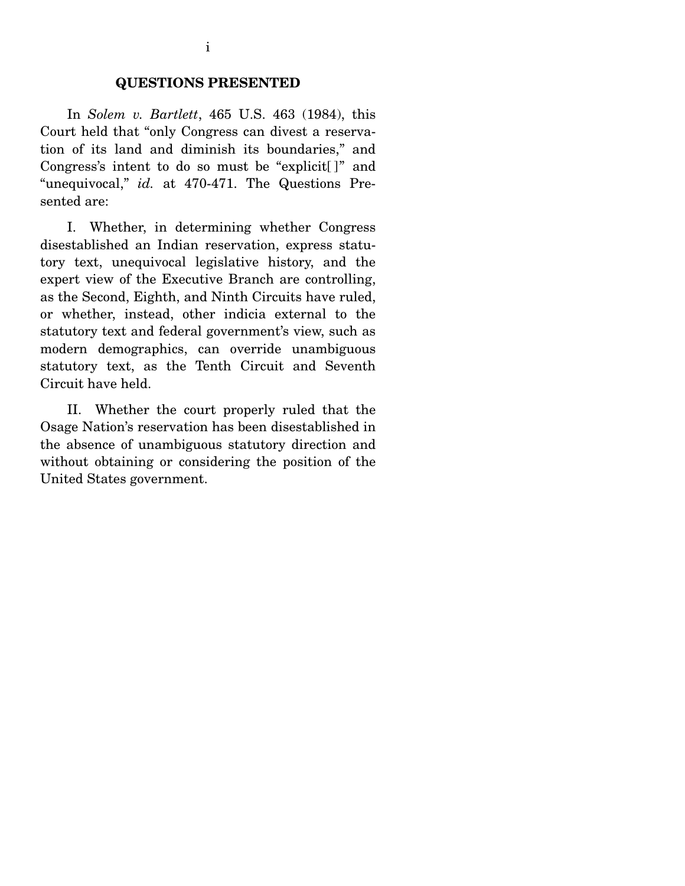## QUESTIONS PRESENTED

In *Solem v. Bartlett*, 465 U.S. 463 (1984), this Court held that "only Congress can divest a reservation of its land and diminish its boundaries," and Congress's intent to do so must be "explicit[ ]" and "unequivocal," *id.* at 470-471. The Questions Presented are:

I. Whether, in determining whether Congress disestablished an Indian reservation, express statutory text, unequivocal legislative history, and the expert view of the Executive Branch are controlling, as the Second, Eighth, and Ninth Circuits have ruled, or whether, instead, other indicia external to the statutory text and federal government's view, such as modern demographics, can override unambiguous statutory text, as the Tenth Circuit and Seventh Circuit have held.

II. Whether the court properly ruled that the Osage Nation's reservation has been disestablished in the absence of unambiguous statutory direction and without obtaining or considering the position of the United States government.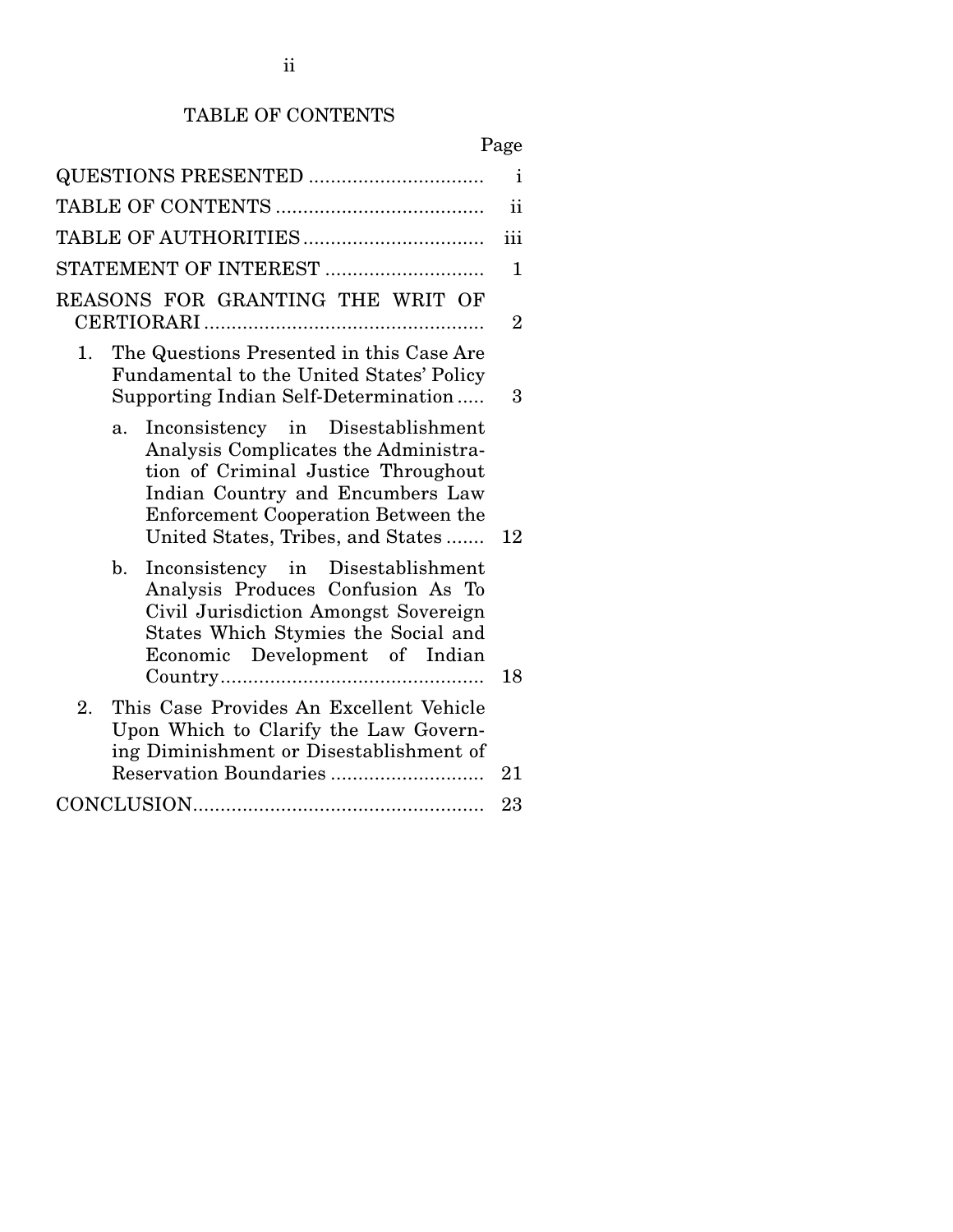## TABLE OF CONTENTS

| | Page |
|---|---|
| QUESTIONS PRESENTED | i |
| TABLE OF CONTENTS | ii |
| TABLE OF AUTHORITIES | iii |
| STATEMENT OF INTEREST | 1 |
| REASONS FOR GRANTING THE WRIT OF CERTIORARI | 2 |
| 1. The Questions Presented in this Case Are Fundamental to the United States' Policy Supporting Indian Self-Determination | 3 |
| a. Inconsistency in Disestablishment Analysis Complicates the Administration of Criminal Justice Throughout Indian Country and Encumbers Law Enforcement Cooperation Between the United States, Tribes, and States | 12 |
| b. Inconsistency in Disestablishment Analysis Produces Confusion As To Civil Jurisdiction Amongst Sovereign States Which Stymies the Social and Economic Development of Indian Country | 18 |
| 2. This Case Provides An Excellent Vehicle Upon Which to Clarify the Law Governing Diminishment or Disestablishment of Reservation Boundaries | 21 |
| CONCLUSION | 23 |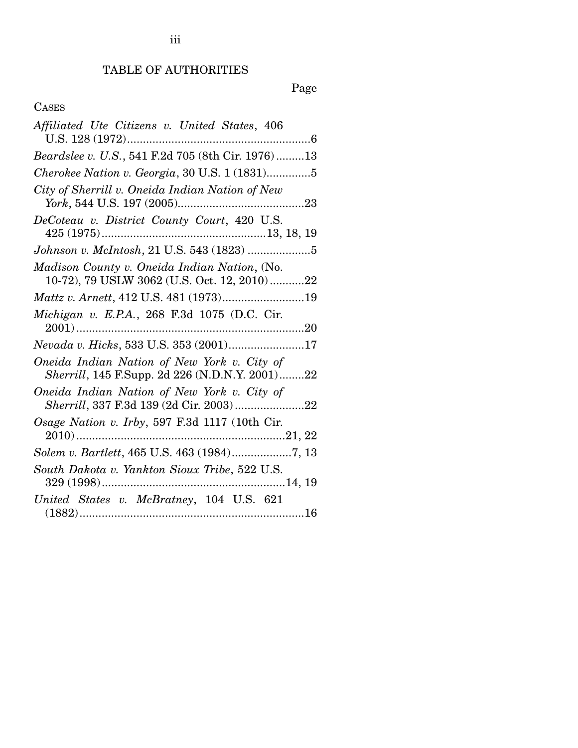## TABLE OF AUTHORITIES

Page

CASES

*Affiliated Ute Citizens v. United States*, 406 U.S. 128 (1972)..........................................................6

*Beardslee v. U.S.*, 541 F.2d 705 (8th Cir. 1976).........13

*Cherokee Nation v. Georgia*, 30 U.S. 1 (1831)..............5

*City of Sherrill v. Oneida Indian Nation of New York*, 544 U.S. 197 (2005)........................................23

*DeCoteau v. District County Court*, 420 U.S. 425 (1975)...................................................13, 18, 19

*Johnson v. McIntosh*, 21 U.S. 543 (1823) ....................5

*Madison County v. Oneida Indian Nation*, (No. 10-72), 79 USLW 3062 (U.S. Oct. 12, 2010)...........22

*Mattz v. Arnett*, 412 U.S. 481 (1973)..........................19

*Michigan v. E.P.A.*, 268 F.3d 1075 (D.C. Cir. 2001)........................................................................20

*Nevada v. Hicks*, 533 U.S. 353 (2001)........................17

*Oneida Indian Nation of New York v. City of Sherrill*, 145 F.Supp. 2d 226 (N.D.N.Y. 2001)........22

*Oneida Indian Nation of New York v. City of Sherrill*, 337 F.3d 139 (2d Cir. 2003)......................22

*Osage Nation v. Irby*, 597 F.3d 1117 (10th Cir. 2010).................................................................21, 22

*Solem v. Bartlett*, 465 U.S. 463 (1984)...................7, 13

*South Dakota v. Yankton Sioux Tribe*, 522 U.S. 329 (1998).........................................................14, 19

*United States v. McBratney*, 104 U.S. 621 (1882).......................................................................16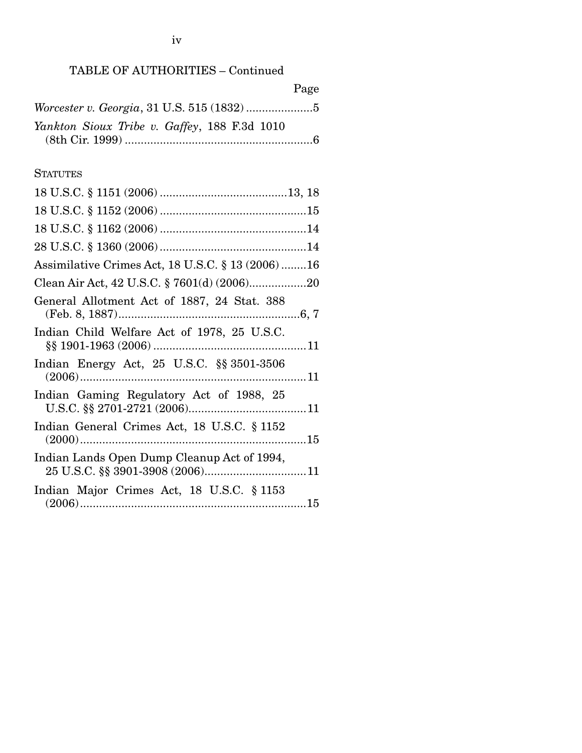TABLE OF AUTHORITIES – Continued

Page

*Worcester v. Georgia*, 31 U.S. 515 (1832) .....................5

*Yankton Sioux Tribe v. Gaffey*, 188 F.3d 1010 (8th Cir. 1999) ...........................................................6

STATUTES

18 U.S.C. § 1151 (2006) ........................................13, 18

18 U.S.C. § 1152 (2006) ..............................................15

18 U.S.C. § 1162 (2006) ..............................................14

28 U.S.C. § 1360 (2006) ..............................................14

Assimilative Crimes Act, 18 U.S.C. § 13 (2006) ........16

Clean Air Act, 42 U.S.C. § 7601(d) (2006)..................20

General Allotment Act of 1887, 24 Stat. 388 (Feb. 8, 1887).........................................................6, 7

Indian Child Welfare Act of 1978, 25 U.S.C. §§ 1901-1963 (2006) ................................................11

Indian Energy Act, 25 U.S.C. §§ 3501-3506 (2006).......................................................................11

Indian Gaming Regulatory Act of 1988, 25 U.S.C. §§ 2701-2721 (2006).....................................11

Indian General Crimes Act, 18 U.S.C. § 1152 (2000).......................................................................15

Indian Lands Open Dump Cleanup Act of 1994, 25 U.S.C. §§ 3901-3908 (2006)................................11

Indian Major Crimes Act, 18 U.S.C. § 1153 (2006).......................................................................15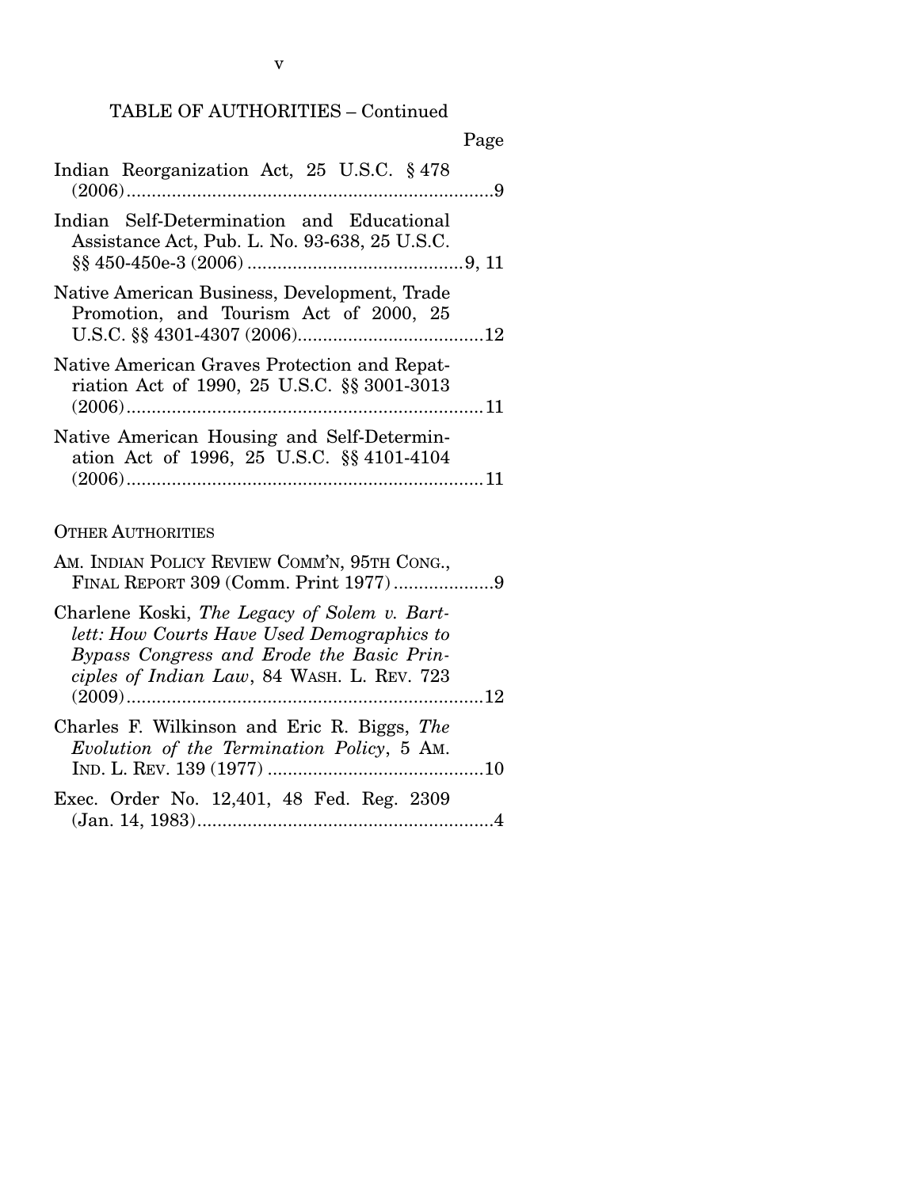TABLE OF AUTHORITIES – Continued

Page

Indian Reorganization Act, 25 U.S.C. § 478 (2006) ........................................................................9

Indian Self-Determination and Educational Assistance Act, Pub. L. No. 93-638, 25 U.S.C. §§ 450-450e-3 (2006) ..........................................9, 11

Native American Business, Development, Trade Promotion, and Tourism Act of 2000, 25 U.S.C. §§ 4301-4307 (2006)....................................12

Native American Graves Protection and Repatriation Act of 1990, 25 U.S.C. §§ 3001-3013 (2006)......................................................................11

Native American Housing and Self-Determination Act of 1996, 25 U.S.C. §§ 4101-4104 (2006)......................................................................11

OTHER AUTHORITIES

AM. INDIAN POLICY REVIEW COMM'N, 95TH CONG., FINAL REPORT 309 (Comm. Print 1977) ...................9

Charlene Koski, *The Legacy of Solem v. Bartlett: How Courts Have Used Demographics to Bypass Congress and Erode the Basic Principles of Indian Law*, 84 WASH. L. REV. 723 (2009)......................................................................12

Charles F. Wilkinson and Eric R. Biggs, *The Evolution of the Termination Policy*, 5 AM. IND. L. REV. 139 (1977) ..........................................10

Exec. Order No. 12,401, 48 Fed. Reg. 2309 (Jan. 14, 1983)..........................................................4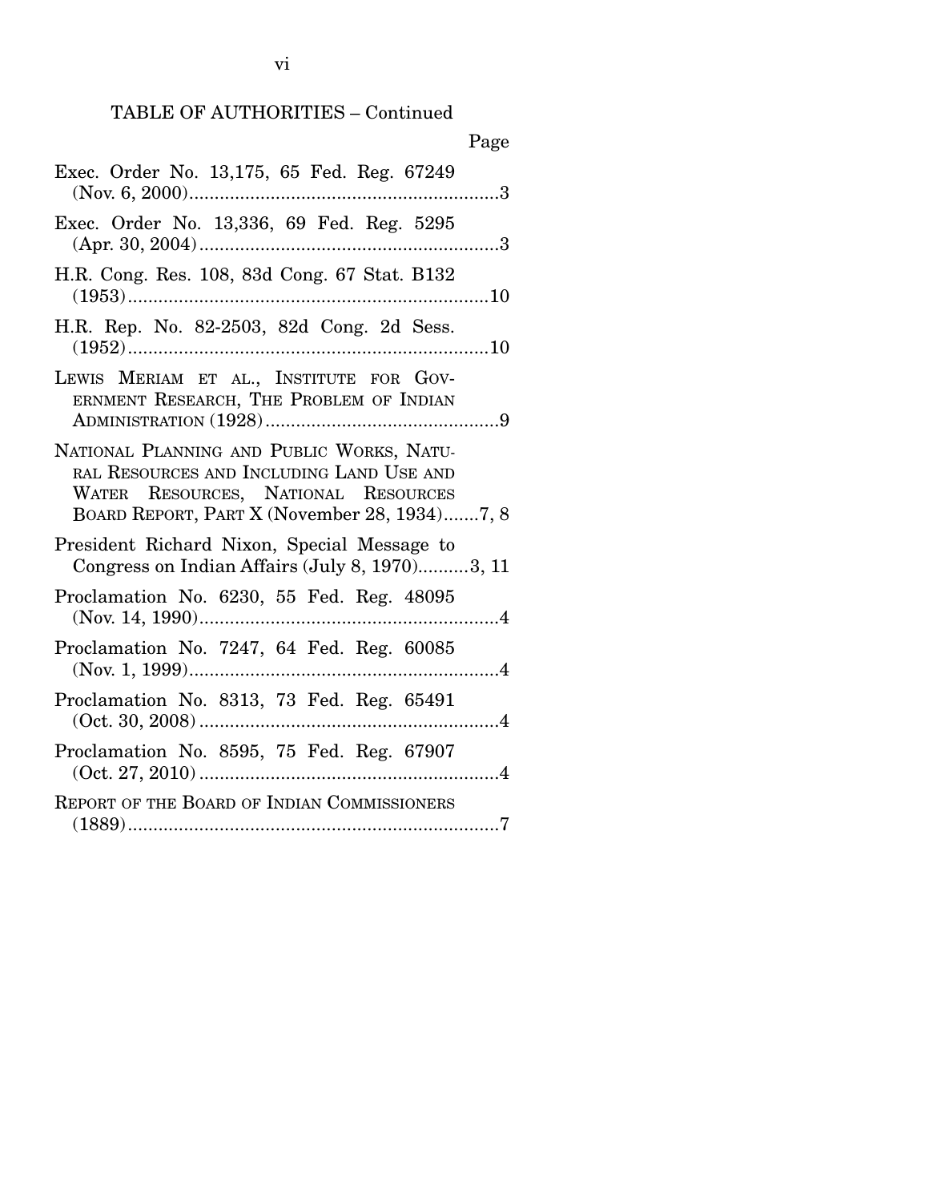TABLE OF AUTHORITIES – Continued

Page

Exec. Order No. 13,175, 65 Fed. Reg. 67249 (Nov. 6, 2000) ....................................................3

Exec. Order No. 13,336, 69 Fed. Reg. 5295 (Apr. 30, 2004) ....................................................3

H.R. Cong. Res. 108, 83d Cong. 67 Stat. B132 (1953) ....................................................10

H.R. Rep. No. 82-2503, 82d Cong. 2d Sess. (1952) ....................................................10

LEWIS MERIAM ET AL., INSTITUTE FOR GOVERNMENT RESEARCH, THE PROBLEM OF INDIAN ADMINISTRATION (1928) ....................................................9

NATIONAL PLANNING AND PUBLIC WORKS, NATURAL RESOURCES AND INCLUDING LAND USE AND WATER RESOURCES, NATIONAL RESOURCES BOARD REPORT, PART X (November 28, 1934) .......7, 8

President Richard Nixon, Special Message to Congress on Indian Affairs (July 8, 1970) ..........3, 11

Proclamation No. 6230, 55 Fed. Reg. 48095 (Nov. 14, 1990) ....................................................4

Proclamation No. 7247, 64 Fed. Reg. 60085 (Nov. 1, 1999) ....................................................4

Proclamation No. 8313, 73 Fed. Reg. 65491 (Oct. 30, 2008) ....................................................4

Proclamation No. 8595, 75 Fed. Reg. 67907 (Oct. 27, 2010) ....................................................4

REPORT OF THE BOARD OF INDIAN COMMISSIONERS (1889) ....................................................7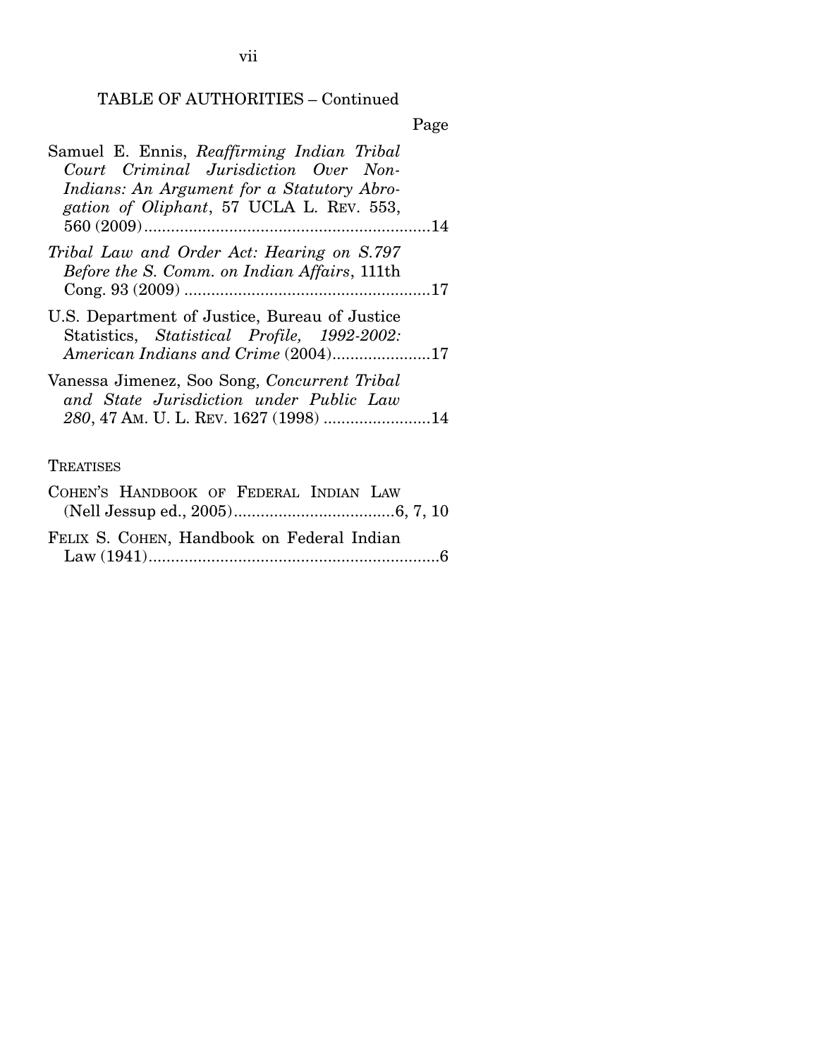TABLE OF AUTHORITIES – Continued

Page

Samuel E. Ennis, *Reaffirming Indian Tribal Court Criminal Jurisdiction Over Non-Indians: An Argument for a Statutory Abrogation of Oliphant*, 57 UCLA L. REV. 553, 560 (2009)....................................................................14

*Tribal Law and Order Act: Hearing on S.797 Before the S. Comm. on Indian Affairs*, 111th Cong. 93 (2009) .......................................................17

U.S. Department of Justice, Bureau of Justice Statistics, *Statistical Profile, 1992-2002: American Indians and Crime* (2004)......................17

Vanessa Jimenez, Soo Song, *Concurrent Tribal and State Jurisdiction under Public Law 280*, 47 AM. U. L. REV. 1627 (1998) ........................14

TREATISES

COHEN'S HANDBOOK OF FEDERAL INDIAN LAW (Nell Jessup ed., 2005)....................................6, 7, 10

FELIX S. COHEN, Handbook on Federal Indian Law (1941).................................................................6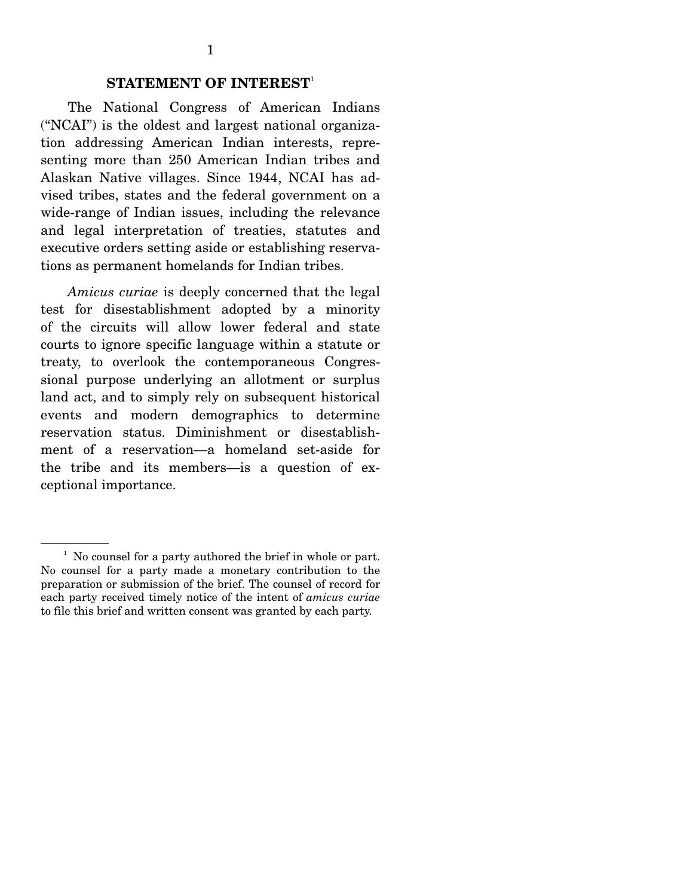## STATEMENT OF INTEREST[1]

The National Congress of American Indians ("NCAI") is the oldest and largest national organization addressing American Indian interests, representing more than 250 American Indian tribes and Alaskan Native villages. Since 1944, NCAI has advised tribes, states and the federal government on a wide-range of Indian issues, including the relevance and legal interpretation of treaties, statutes and executive orders setting aside or establishing reservations as permanent homelands for Indian tribes.

*Amicus curiae* is deeply concerned that the legal test for disestablishment adopted by a minority of the circuits will allow lower federal and state courts to ignore specific language within a statute or treaty, to overlook the contemporaneous Congressional purpose underlying an allotment or surplus land act, and to simply rely on subsequent historical events and modern demographics to determine reservation status. Diminishment or disestablishment of a reservation—a homeland set-aside for the tribe and its members—is a question of exceptional importance.

---

[1] No counsel for a party authored the brief in whole or part. No counsel for a party made a monetary contribution to the preparation or submission of the brief. The counsel of record for each party received timely notice of the intent of *amicus curiae* to file this brief and written consent was granted by each party.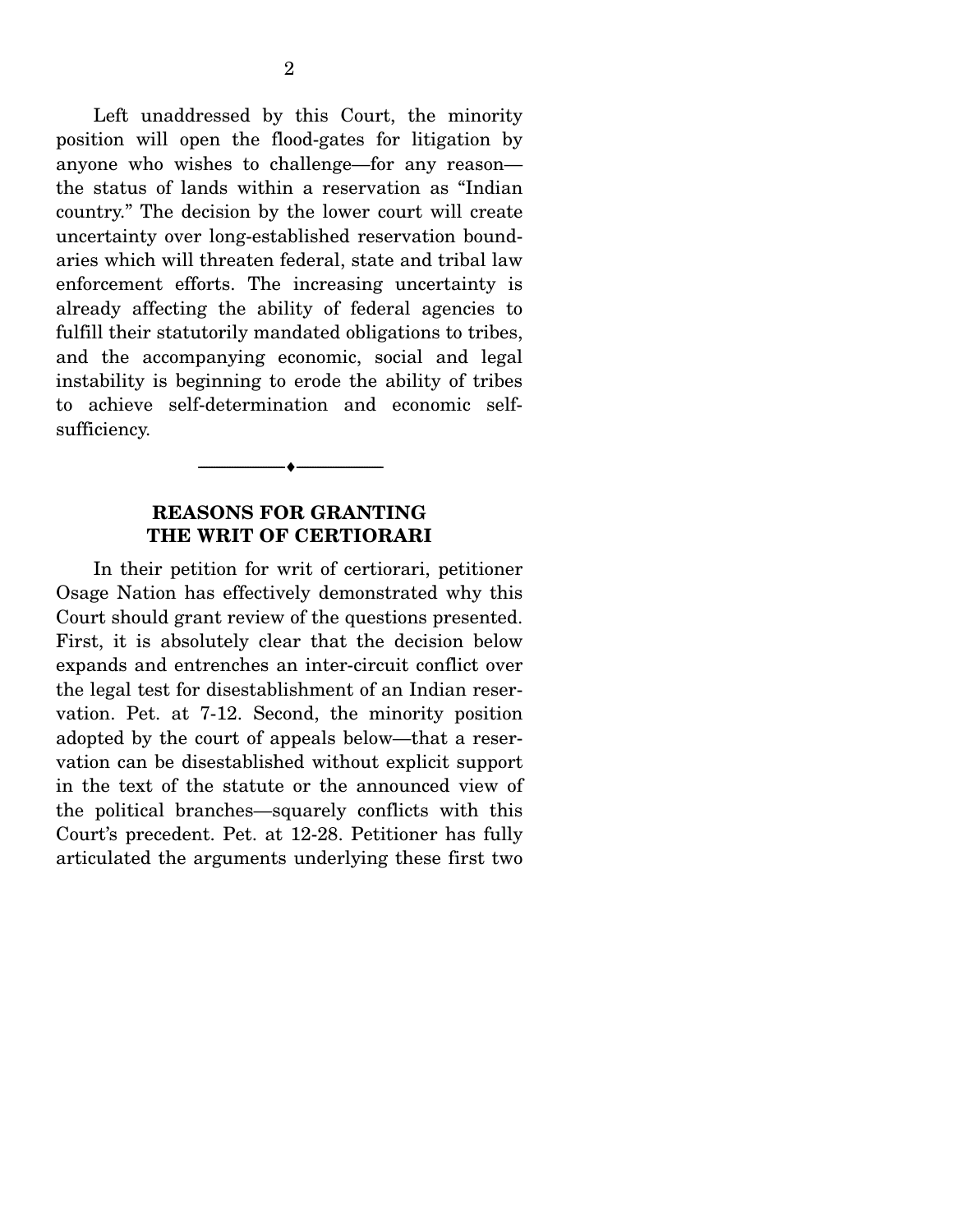Left unaddressed by this Court, the minority position will open the flood-gates for litigation by anyone who wishes to challenge—for any reason—the status of lands within a reservation as "Indian country." The decision by the lower court will create uncertainty over long-established reservation boundaries which will threaten federal, state and tribal law enforcement efforts. The increasing uncertainty is already affecting the ability of federal agencies to fulfill their statutorily mandated obligations to tribes, and the accompanying economic, social and legal instability is beginning to erode the ability of tribes to achieve self-determination and economic self-sufficiency.

---

## REASONS FOR GRANTING THE WRIT OF CERTIORARI

In their petition for writ of certiorari, petitioner Osage Nation has effectively demonstrated why this Court should grant review of the questions presented. First, it is absolutely clear that the decision below expands and entrenches an inter-circuit conflict over the legal test for disestablishment of an Indian reservation. Pet. at 7-12. Second, the minority position adopted by the court of appeals below—that a reservation can be disestablished without explicit support in the text of the statute or the announced view of the political branches—squarely conflicts with this Court's precedent. Pet. at 12-28. Petitioner has fully articulated the arguments underlying these first two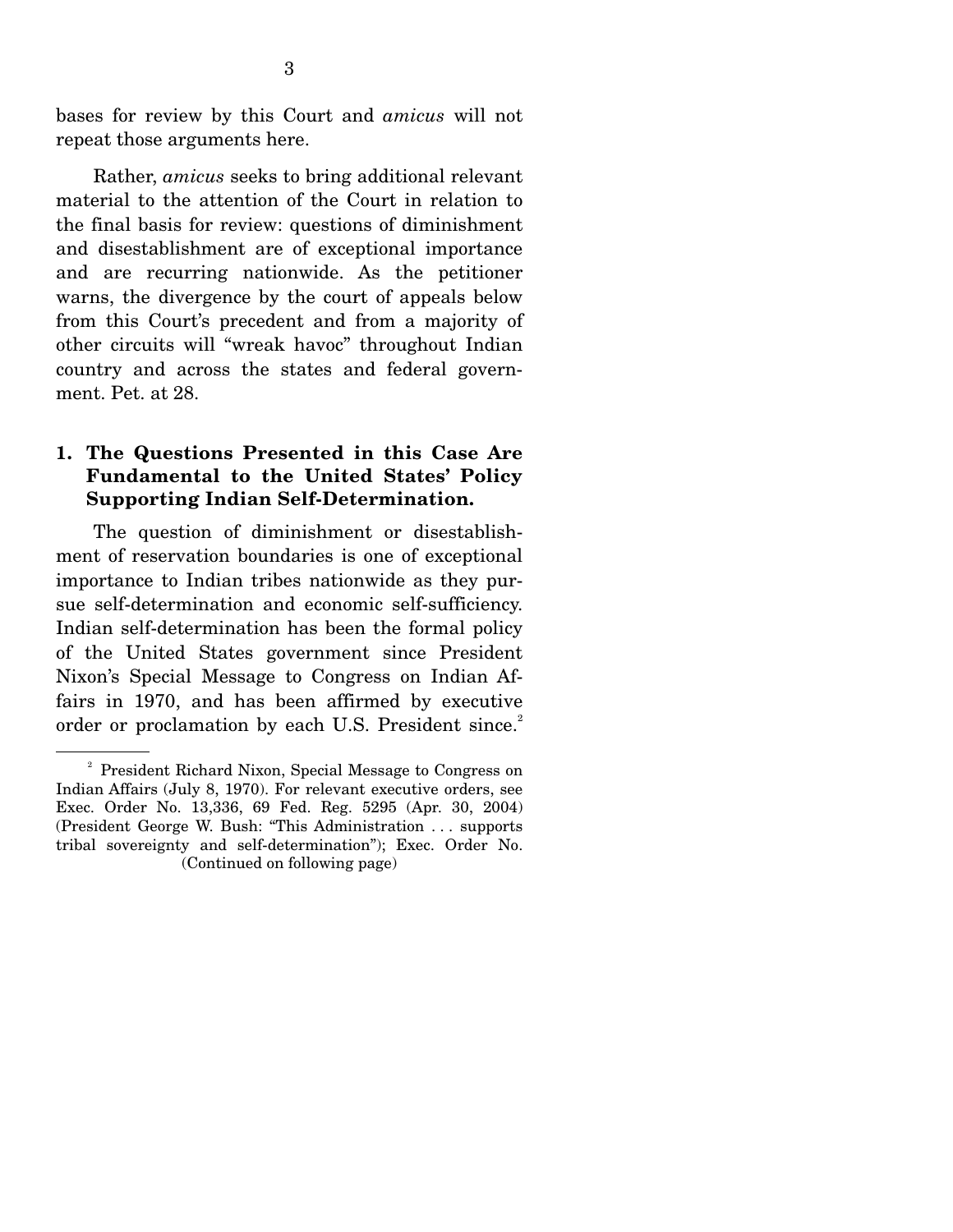bases for review by this Court and *amicus* will not repeat those arguments here.

Rather, *amicus* seeks to bring additional relevant material to the attention of the Court in relation to the final basis for review: questions of diminishment and disestablishment are of exceptional importance and are recurring nationwide. As the petitioner warns, the divergence by the court of appeals below from this Court's precedent and from a majority of other circuits will "wreak havoc" throughout Indian country and across the states and federal government. Pet. at 28.

## 1. The Questions Presented in this Case Are Fundamental to the United States' Policy Supporting Indian Self-Determination.

The question of diminishment or disestablishment of reservation boundaries is one of exceptional importance to Indian tribes nationwide as they pursue self-determination and economic self-sufficiency. Indian self-determination has been the formal policy of the United States government since President Nixon's Special Message to Congress on Indian Affairs in 1970, and has been affirmed by executive order or proclamation by each U.S. President since.[2]

---

[2] President Richard Nixon, Special Message to Congress on Indian Affairs (July 8, 1970). For relevant executive orders, see Exec. Order No. 13,336, 69 Fed. Reg. 5295 (Apr. 30, 2004) (President George W. Bush: "This Administration . . . supports tribal sovereignty and self-determination"); Exec. Order No.

(Continued on following page)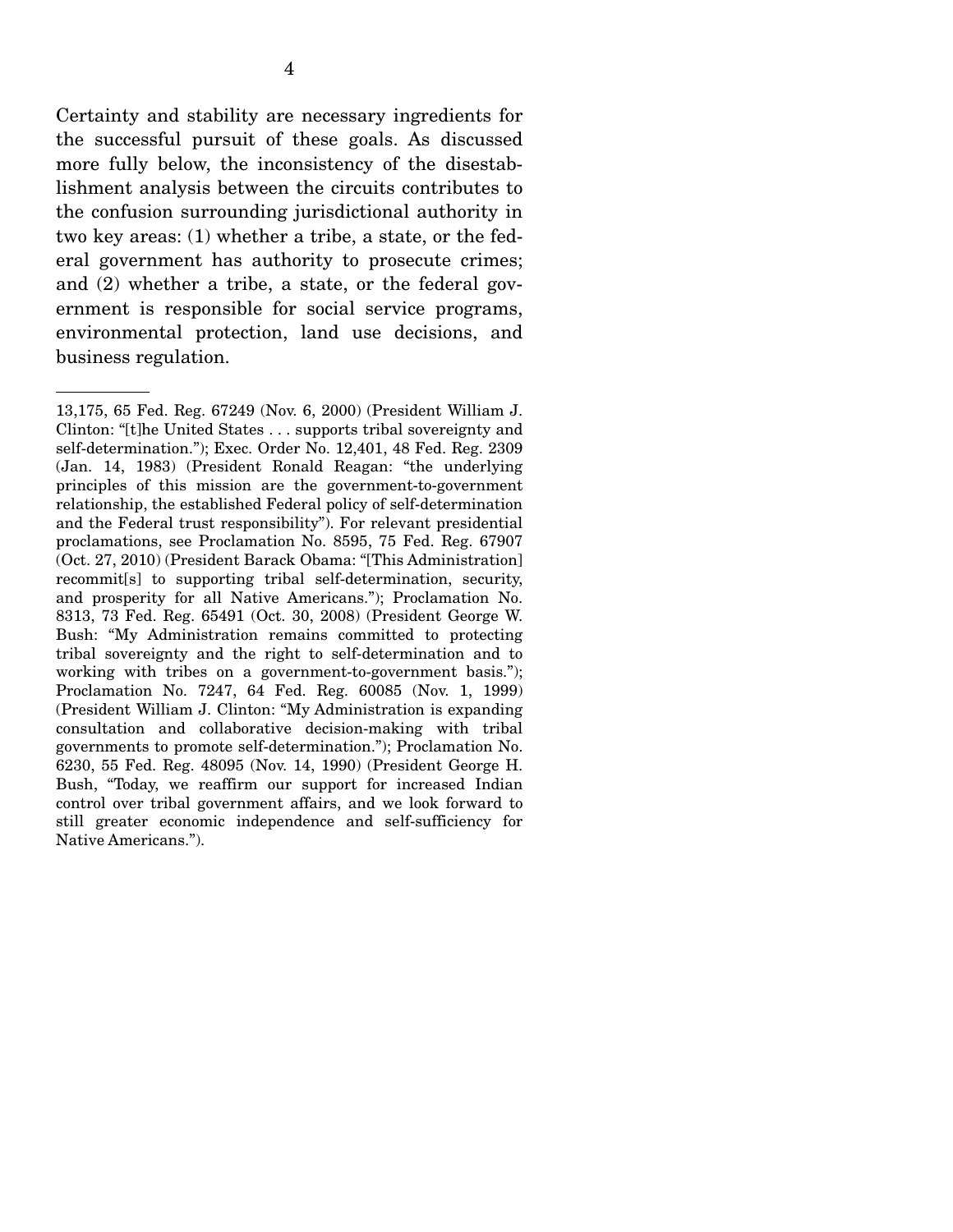Certainty and stability are necessary ingredients for the successful pursuit of these goals. As discussed more fully below, the inconsistency of the disestablishment analysis between the circuits contributes to the confusion surrounding jurisdictional authority in two key areas: (1) whether a tribe, a state, or the federal government has authority to prosecute crimes; and (2) whether a tribe, a state, or the federal government is responsible for social service programs, environmental protection, land use decisions, and business regulation.

---

13,175, 65 Fed. Reg. 67249 (Nov. 6, 2000) (President William J. Clinton: "[t]he United States . . . supports tribal sovereignty and self-determination."); Exec. Order No. 12,401, 48 Fed. Reg. 2309 (Jan. 14, 1983) (President Ronald Reagan: "the underlying principles of this mission are the government-to-government relationship, the established Federal policy of self-determination and the Federal trust responsibility"). For relevant presidential proclamations, see Proclamation No. 8595, 75 Fed. Reg. 67907 (Oct. 27, 2010) (President Barack Obama: "[This Administration] recommit[s] to supporting tribal self-determination, security, and prosperity for all Native Americans."); Proclamation No. 8313, 73 Fed. Reg. 65491 (Oct. 30, 2008) (President George W. Bush: "My Administration remains committed to protecting tribal sovereignty and the right to self-determination and to working with tribes on a government-to-government basis."); Proclamation No. 7247, 64 Fed. Reg. 60085 (Nov. 1, 1999) (President William J. Clinton: "My Administration is expanding consultation and collaborative decision-making with tribal governments to promote self-determination."); Proclamation No. 6230, 55 Fed. Reg. 48095 (Nov. 14, 1990) (President George H. Bush, "Today, we reaffirm our support for increased Indian control over tribal government affairs, and we look forward to still greater economic independence and self-sufficiency for Native Americans.").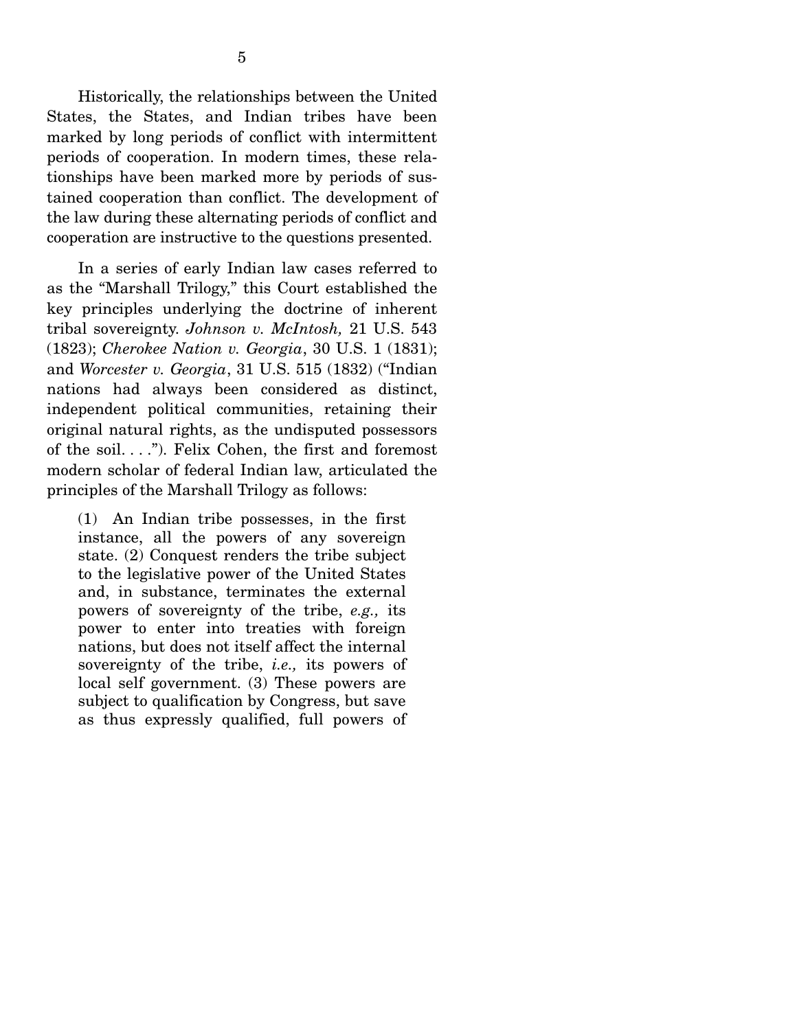Historically, the relationships between the United States, the States, and Indian tribes have been marked by long periods of conflict with intermittent periods of cooperation. In modern times, these relationships have been marked more by periods of sustained cooperation than conflict. The development of the law during these alternating periods of conflict and cooperation are instructive to the questions presented.

In a series of early Indian law cases referred to as the "Marshall Trilogy," this Court established the key principles underlying the doctrine of inherent tribal sovereignty. *Johnson v. McIntosh,* 21 U.S. 543 (1823); *Cherokee Nation v. Georgia*, 30 U.S. 1 (1831); and *Worcester v. Georgia*, 31 U.S. 515 (1832) ("Indian nations had always been considered as distinct, independent political communities, retaining their original natural rights, as the undisputed possessors of the soil. . . ."). Felix Cohen, the first and foremost modern scholar of federal Indian law, articulated the principles of the Marshall Trilogy as follows:

> (1) An Indian tribe possesses, in the first instance, all the powers of any sovereign state. (2) Conquest renders the tribe subject to the legislative power of the United States and, in substance, terminates the external powers of sovereignty of the tribe, *e.g.,* its power to enter into treaties with foreign nations, but does not itself affect the internal sovereignty of the tribe, *i.e.,* its powers of local self government. (3) These powers are subject to qualification by Congress, but save as thus expressly qualified, full powers of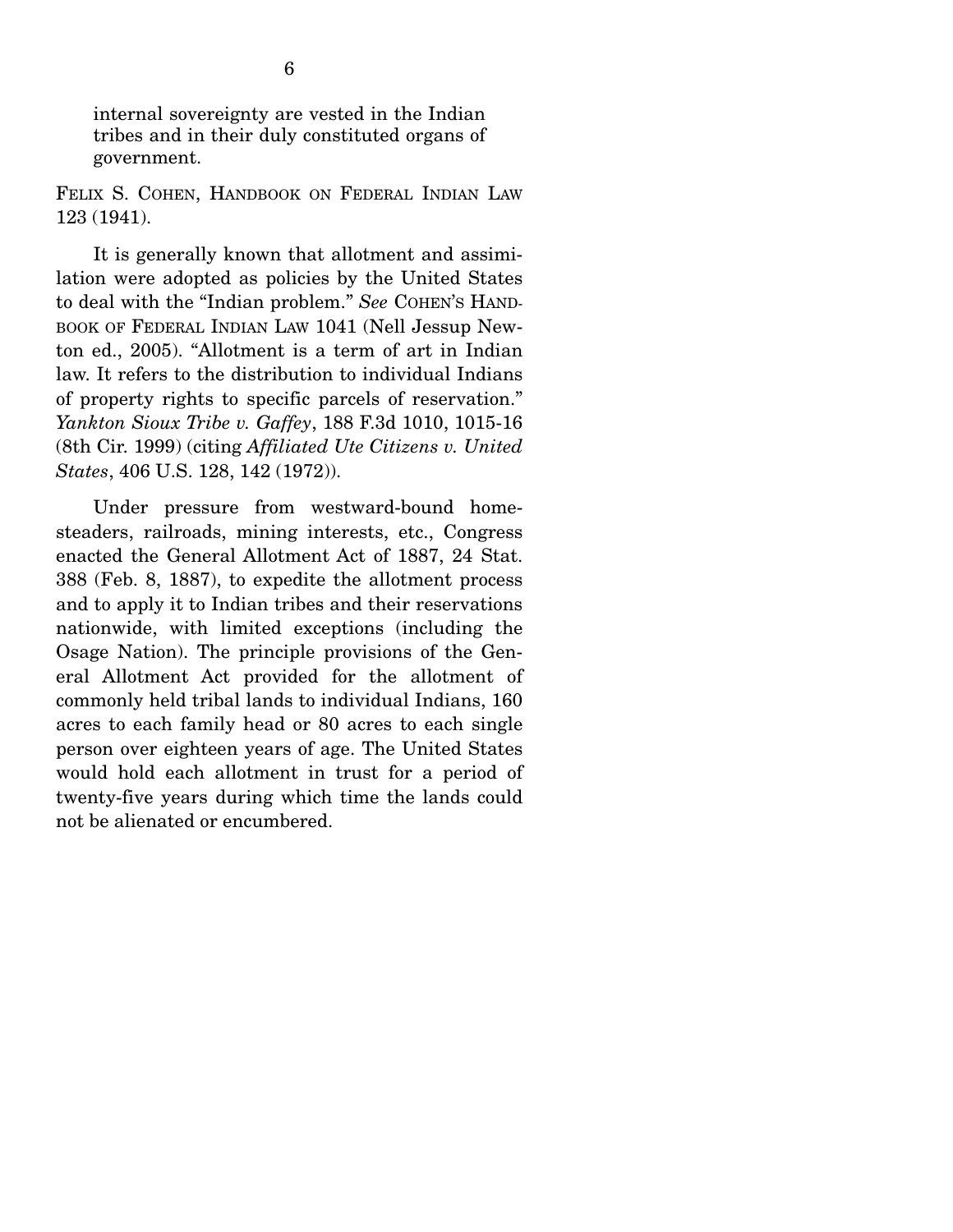internal sovereignty are vested in the Indian tribes and in their duly constituted organs of government.

FELIX S. COHEN, HANDBOOK ON FEDERAL INDIAN LAW 123 (1941).

It is generally known that allotment and assimilation were adopted as policies by the United States to deal with the "Indian problem." *See* COHEN'S HANDBOOK OF FEDERAL INDIAN LAW 1041 (Nell Jessup Newton ed., 2005). "Allotment is a term of art in Indian law. It refers to the distribution to individual Indians of property rights to specific parcels of reservation." *Yankton Sioux Tribe v. Gaffey*, 188 F.3d 1010, 1015-16 (8th Cir. 1999) (citing *Affiliated Ute Citizens v. United States*, 406 U.S. 128, 142 (1972)).

Under pressure from westward-bound homesteaders, railroads, mining interests, etc., Congress enacted the General Allotment Act of 1887, 24 Stat. 388 (Feb. 8, 1887), to expedite the allotment process and to apply it to Indian tribes and their reservations nationwide, with limited exceptions (including the Osage Nation). The principle provisions of the General Allotment Act provided for the allotment of commonly held tribal lands to individual Indians, 160 acres to each family head or 80 acres to each single person over eighteen years of age. The United States would hold each allotment in trust for a period of twenty-five years during which time the lands could not be alienated or encumbered.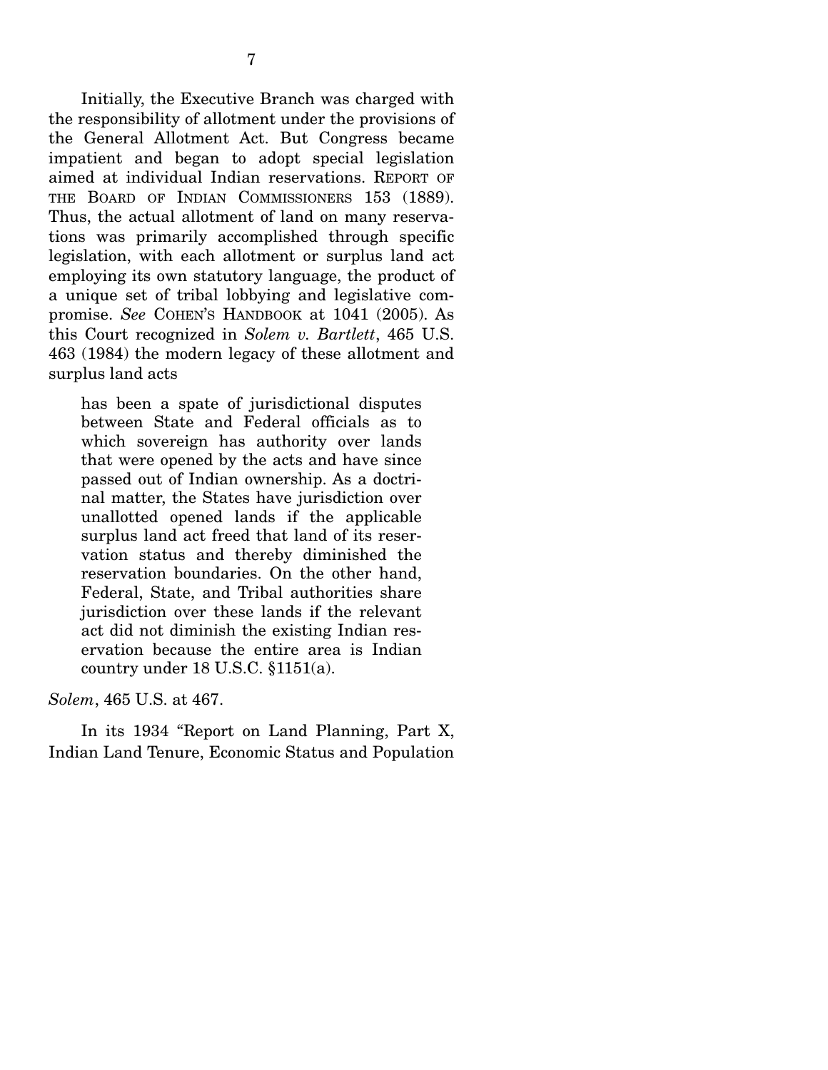Initially, the Executive Branch was charged with the responsibility of allotment under the provisions of the General Allotment Act. But Congress became impatient and began to adopt special legislation aimed at individual Indian reservations. REPORT OF THE BOARD OF INDIAN COMMISSIONERS 153 (1889). Thus, the actual allotment of land on many reservations was primarily accomplished through specific legislation, with each allotment or surplus land act employing its own statutory language, the product of a unique set of tribal lobbying and legislative compromise. *See* COHEN'S HANDBOOK at 1041 (2005). As this Court recognized in *Solem v. Bartlett*, 465 U.S. 463 (1984) the modern legacy of these allotment and surplus land acts

> has been a spate of jurisdictional disputes between State and Federal officials as to which sovereign has authority over lands that were opened by the acts and have since passed out of Indian ownership. As a doctrinal matter, the States have jurisdiction over unallotted opened lands if the applicable surplus land act freed that land of its reservation status and thereby diminished the reservation boundaries. On the other hand, Federal, State, and Tribal authorities share jurisdiction over these lands if the relevant act did not diminish the existing Indian reservation because the entire area is Indian country under 18 U.S.C. §1151(a).

*Solem*, 465 U.S. at 467.

In its 1934 "Report on Land Planning, Part X, Indian Land Tenure, Economic Status and Population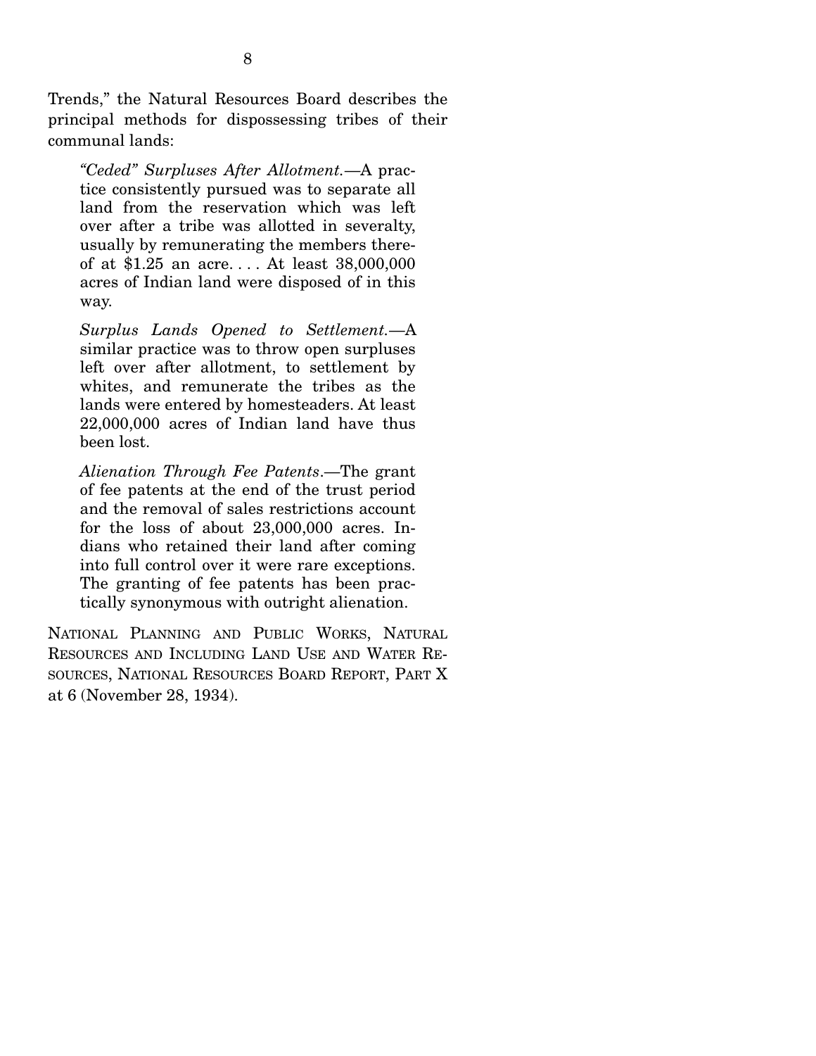Trends," the Natural Resources Board describes the principal methods for dispossessing tribes of their communal lands:

> *"Ceded" Surpluses After Allotment.*—A practice consistently pursued was to separate all land from the reservation which was left over after a tribe was allotted in severalty, usually by remunerating the members thereof at $1.25 an acre. . . . At least 38,000,000 acres of Indian land were disposed of in this way.
>
> *Surplus Lands Opened to Settlement.*—A similar practice was to throw open surpluses left over after allotment, to settlement by whites, and remunerate the tribes as the lands were entered by homesteaders. At least 22,000,000 acres of Indian land have thus been lost.
>
> *Alienation Through Fee Patents*.—The grant of fee patents at the end of the trust period and the removal of sales restrictions account for the loss of about 23,000,000 acres. Indians who retained their land after coming into full control over it were rare exceptions. The granting of fee patents has been practically synonymous with outright alienation.

NATIONAL PLANNING AND PUBLIC WORKS, NATURAL RESOURCES AND INCLUDING LAND USE AND WATER RESOURCES, NATIONAL RESOURCES BOARD REPORT, PART X at 6 (November 28, 1934).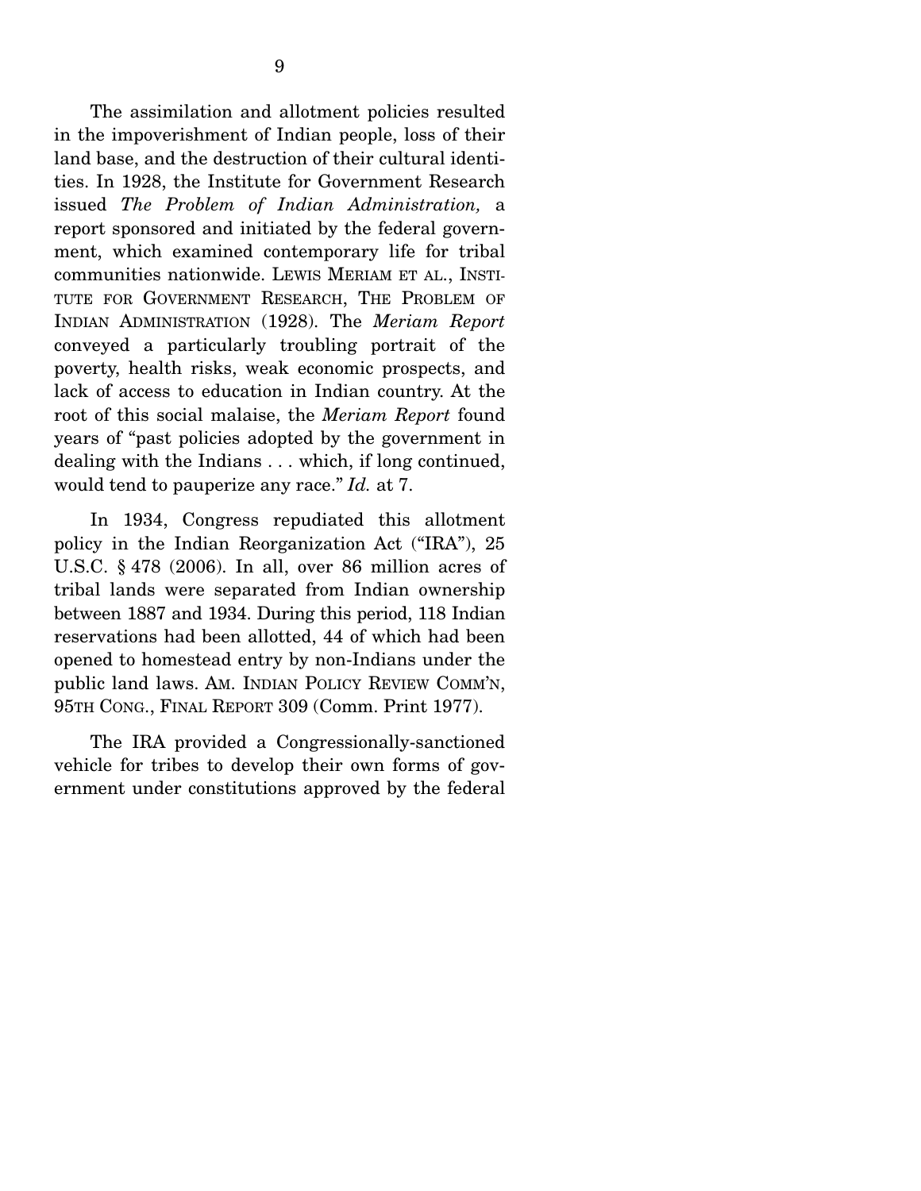The assimilation and allotment policies resulted in the impoverishment of Indian people, loss of their land base, and the destruction of their cultural identities. In 1928, the Institute for Government Research issued *The Problem of Indian Administration,* a report sponsored and initiated by the federal government, which examined contemporary life for tribal communities nationwide. LEWIS MERIAM ET AL., INSTITUTE FOR GOVERNMENT RESEARCH, THE PROBLEM OF INDIAN ADMINISTRATION (1928). The *Meriam Report* conveyed a particularly troubling portrait of the poverty, health risks, weak economic prospects, and lack of access to education in Indian country. At the root of this social malaise, the *Meriam Report* found years of "past policies adopted by the government in dealing with the Indians . . . which, if long continued, would tend to pauperize any race." *Id.* at 7.

In 1934, Congress repudiated this allotment policy in the Indian Reorganization Act ("IRA"), 25 U.S.C. § 478 (2006). In all, over 86 million acres of tribal lands were separated from Indian ownership between 1887 and 1934. During this period, 118 Indian reservations had been allotted, 44 of which had been opened to homestead entry by non-Indians under the public land laws. AM. INDIAN POLICY REVIEW COMM'N, 95TH CONG., FINAL REPORT 309 (Comm. Print 1977).

The IRA provided a Congressionally-sanctioned vehicle for tribes to develop their own forms of government under constitutions approved by the federal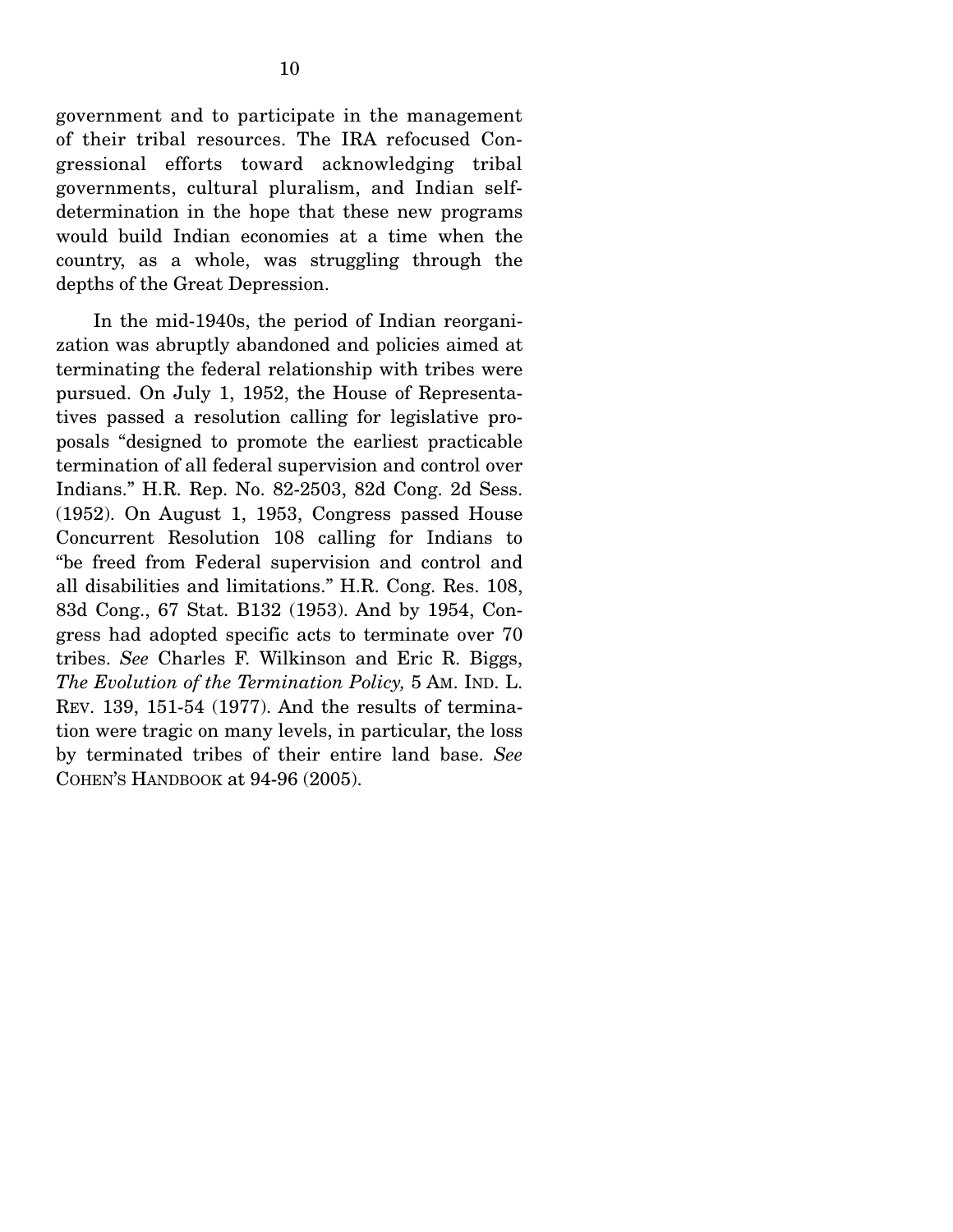government and to participate in the management of their tribal resources. The IRA refocused Congressional efforts toward acknowledging tribal governments, cultural pluralism, and Indian self-determination in the hope that these new programs would build Indian economies at a time when the country, as a whole, was struggling through the depths of the Great Depression.

In the mid-1940s, the period of Indian reorganization was abruptly abandoned and policies aimed at terminating the federal relationship with tribes were pursued. On July 1, 1952, the House of Representatives passed a resolution calling for legislative proposals "designed to promote the earliest practicable termination of all federal supervision and control over Indians." H.R. Rep. No. 82-2503, 82d Cong. 2d Sess. (1952). On August 1, 1953, Congress passed House Concurrent Resolution 108 calling for Indians to "be freed from Federal supervision and control and all disabilities and limitations." H.R. Cong. Res. 108, 83d Cong., 67 Stat. B132 (1953). And by 1954, Congress had adopted specific acts to terminate over 70 tribes. *See* Charles F. Wilkinson and Eric R. Biggs, *The Evolution of the Termination Policy,* 5 AM. IND. L. REV. 139, 151-54 (1977). And the results of termination were tragic on many levels, in particular, the loss by terminated tribes of their entire land base. *See* COHEN'S HANDBOOK at 94-96 (2005).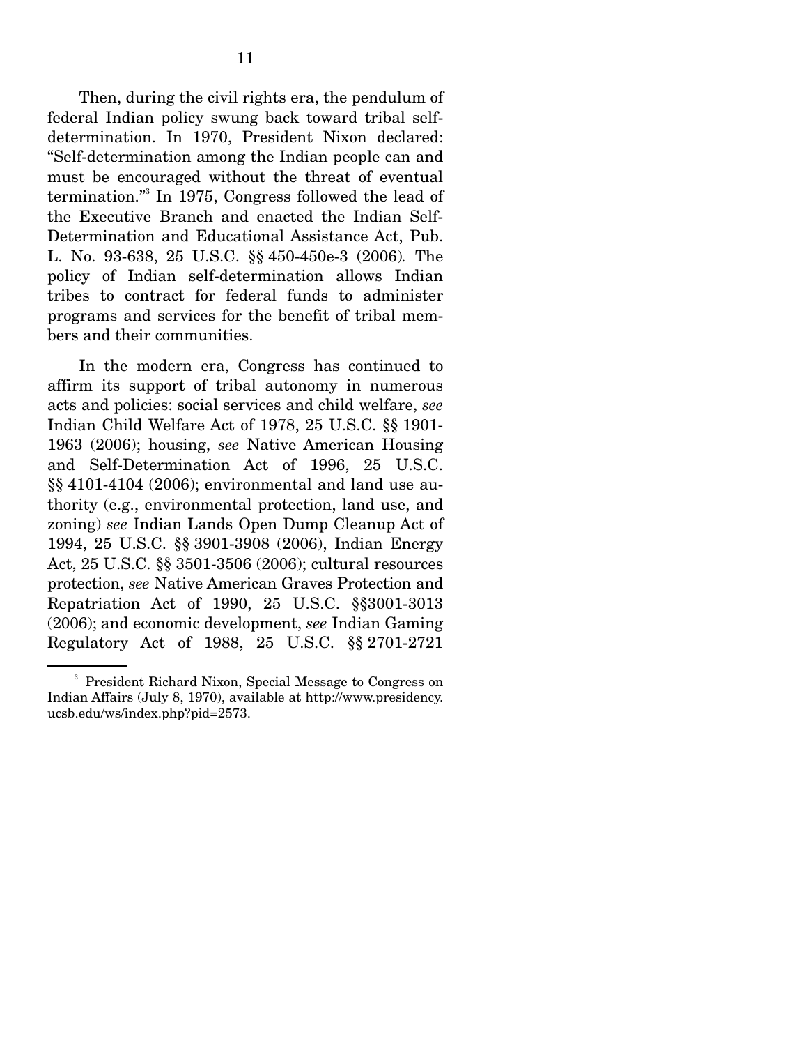Then, during the civil rights era, the pendulum of federal Indian policy swung back toward tribal self-determination. In 1970, President Nixon declared: "Self-determination among the Indian people can and must be encouraged without the threat of eventual termination."[3] In 1975, Congress followed the lead of the Executive Branch and enacted the Indian Self-Determination and Educational Assistance Act, Pub. L. No. 93-638, 25 U.S.C. §§ 450-450e-3 (2006). The policy of Indian self-determination allows Indian tribes to contract for federal funds to administer programs and services for the benefit of tribal members and their communities.

In the modern era, Congress has continued to affirm its support of tribal autonomy in numerous acts and policies: social services and child welfare, *see* Indian Child Welfare Act of 1978, 25 U.S.C. §§ 1901-1963 (2006); housing, *see* Native American Housing and Self-Determination Act of 1996, 25 U.S.C. §§ 4101-4104 (2006); environmental and land use authority (e.g., environmental protection, land use, and zoning) *see* Indian Lands Open Dump Cleanup Act of 1994, 25 U.S.C. §§ 3901-3908 (2006), Indian Energy Act, 25 U.S.C. §§ 3501-3506 (2006); cultural resources protection, *see* Native American Graves Protection and Repatriation Act of 1990, 25 U.S.C. §§3001-3013 (2006); and economic development, *see* Indian Gaming Regulatory Act of 1988, 25 U.S.C. §§ 2701-2721

---

[3] President Richard Nixon, Special Message to Congress on Indian Affairs (July 8, 1970), available at http://www.presidency.ucsb.edu/ws/index.php?pid=2573.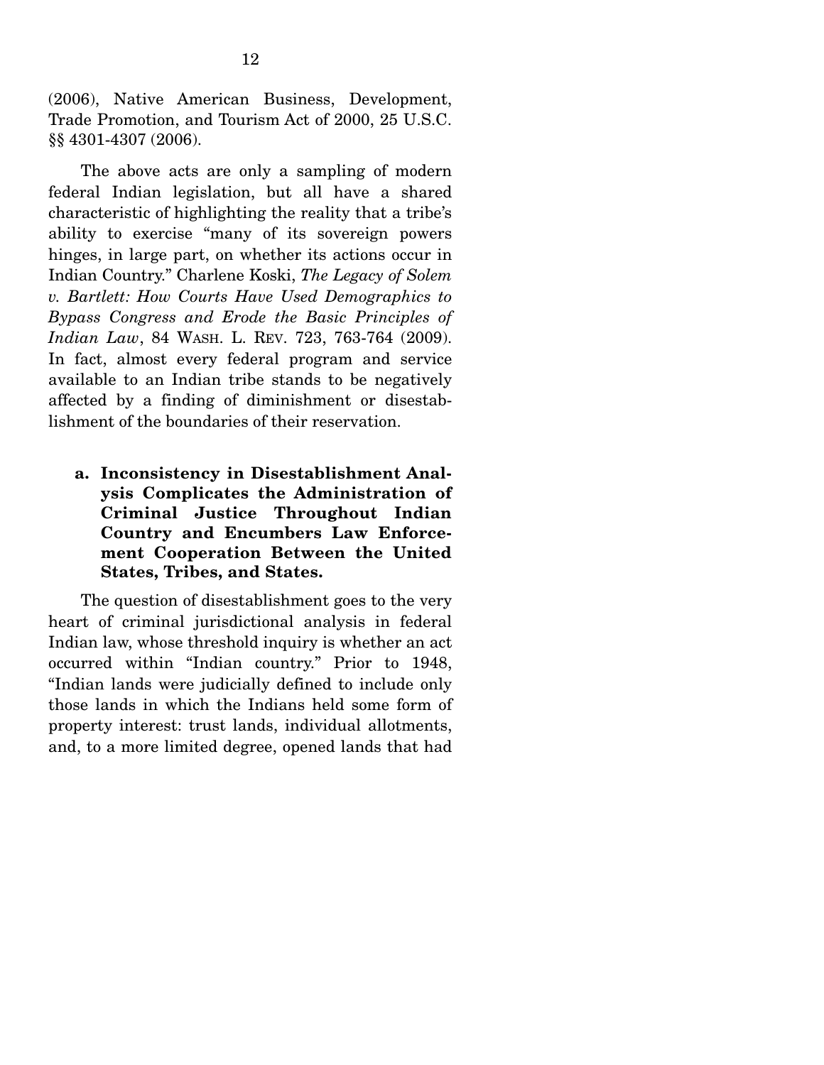(2006), Native American Business, Development, Trade Promotion, and Tourism Act of 2000, 25 U.S.C. §§ 4301-4307 (2006).

The above acts are only a sampling of modern federal Indian legislation, but all have a shared characteristic of highlighting the reality that a tribe's ability to exercise "many of its sovereign powers hinges, in large part, on whether its actions occur in Indian Country." Charlene Koski, *The Legacy of Solem v. Bartlett: How Courts Have Used Demographics to Bypass Congress and Erode the Basic Principles of Indian Law*, 84 WASH. L. REV. 723, 763-764 (2009). In fact, almost every federal program and service available to an Indian tribe stands to be negatively affected by a finding of diminishment or disestablishment of the boundaries of their reservation.

**a. Inconsistency in Disestablishment Analysis Complicates the Administration of Criminal Justice Throughout Indian Country and Encumbers Law Enforcement Cooperation Between the United States, Tribes, and States.**

The question of disestablishment goes to the very heart of criminal jurisdictional analysis in federal Indian law, whose threshold inquiry is whether an act occurred within "Indian country." Prior to 1948, "Indian lands were judicially defined to include only those lands in which the Indians held some form of property interest: trust lands, individual allotments, and, to a more limited degree, opened lands that had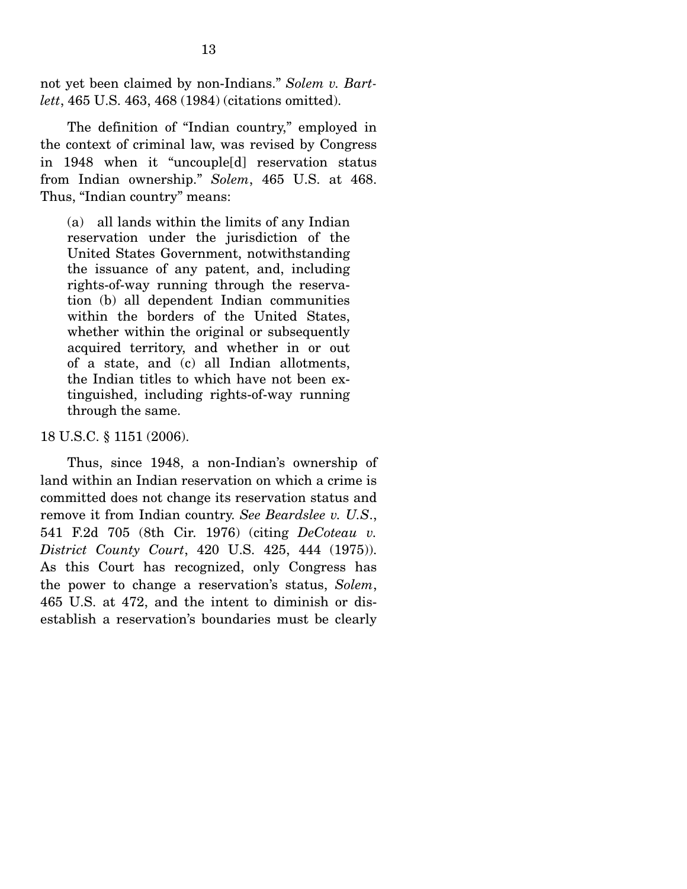not yet been claimed by non-Indians." *Solem v. Bartlett*, 465 U.S. 463, 468 (1984) (citations omitted).

The definition of "Indian country," employed in the context of criminal law, was revised by Congress in 1948 when it "uncouple[d] reservation status from Indian ownership." *Solem*, 465 U.S. at 468. Thus, "Indian country" means:

> (a) all lands within the limits of any Indian reservation under the jurisdiction of the United States Government, notwithstanding the issuance of any patent, and, including rights-of-way running through the reservation (b) all dependent Indian communities within the borders of the United States, whether within the original or subsequently acquired territory, and whether in or out of a state, and (c) all Indian allotments, the Indian titles to which have not been extinguished, including rights-of-way running through the same.

18 U.S.C. § 1151 (2006).

Thus, since 1948, a non-Indian's ownership of land within an Indian reservation on which a crime is committed does not change its reservation status and remove it from Indian country. *See Beardslee v. U.S.*, 541 F.2d 705 (8th Cir. 1976) (citing *DeCoteau v. District County Court*, 420 U.S. 425, 444 (1975)). As this Court has recognized, only Congress has the power to change a reservation's status, *Solem*, 465 U.S. at 472, and the intent to diminish or disestablish a reservation's boundaries must be clearly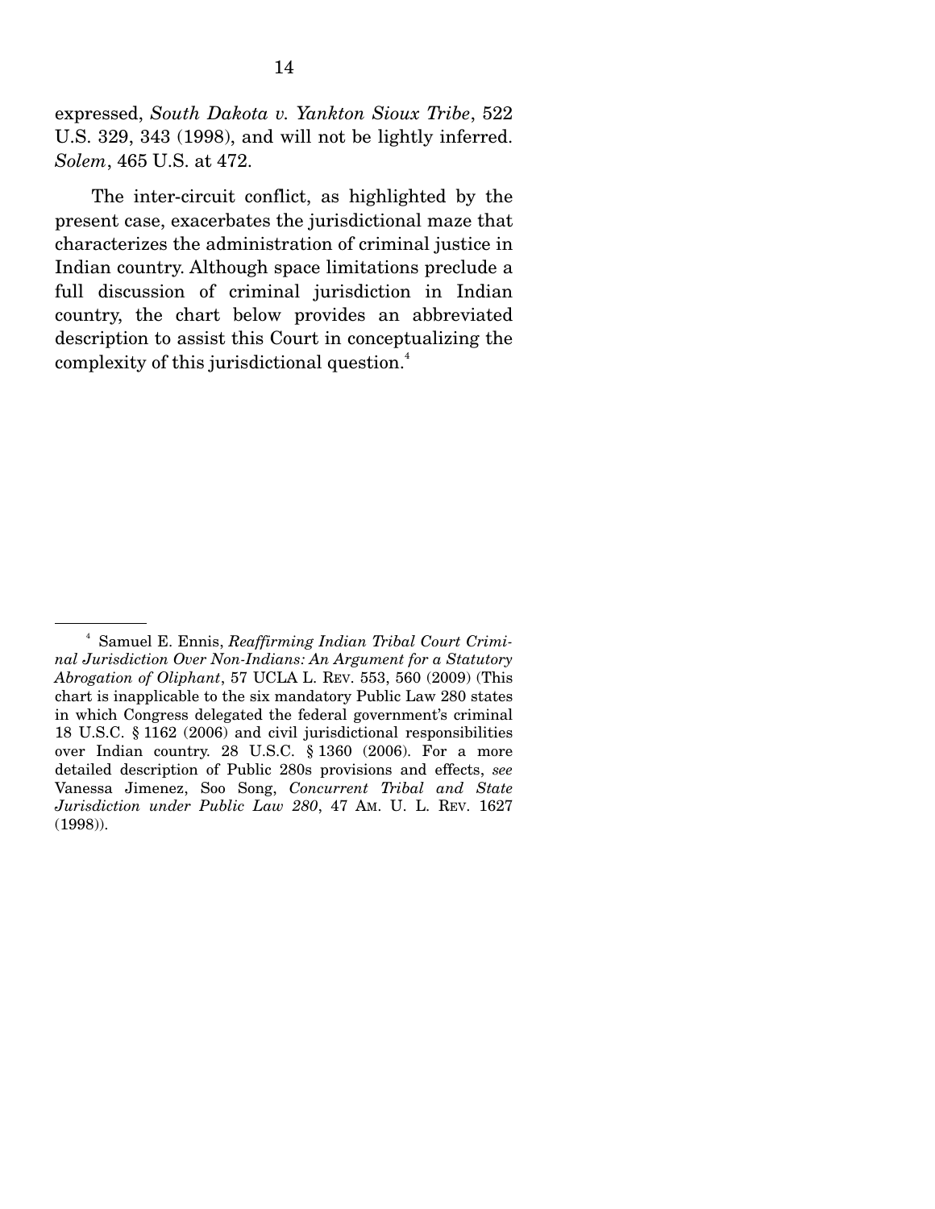expressed, *South Dakota v. Yankton Sioux Tribe*, 522 U.S. 329, 343 (1998), and will not be lightly inferred. *Solem*, 465 U.S. at 472.

The inter-circuit conflict, as highlighted by the present case, exacerbates the jurisdictional maze that characterizes the administration of criminal justice in Indian country. Although space limitations preclude a full discussion of criminal jurisdiction in Indian country, the chart below provides an abbreviated description to assist this Court in conceptualizing the complexity of this jurisdictional question.[4]

---

[4] Samuel E. Ennis, *Reaffirming Indian Tribal Court Criminal Jurisdiction Over Non-Indians: An Argument for a Statutory Abrogation of Oliphant*, 57 UCLA L. REV. 553, 560 (2009) (This chart is inapplicable to the six mandatory Public Law 280 states in which Congress delegated the federal government's criminal 18 U.S.C. § 1162 (2006) and civil jurisdictional responsibilities over Indian country. 28 U.S.C. § 1360 (2006). For a more detailed description of Public 280s provisions and effects, *see* Vanessa Jimenez, Soo Song, *Concurrent Tribal and State Jurisdiction under Public Law 280*, 47 AM. U. L. REV. 1627 (1998)).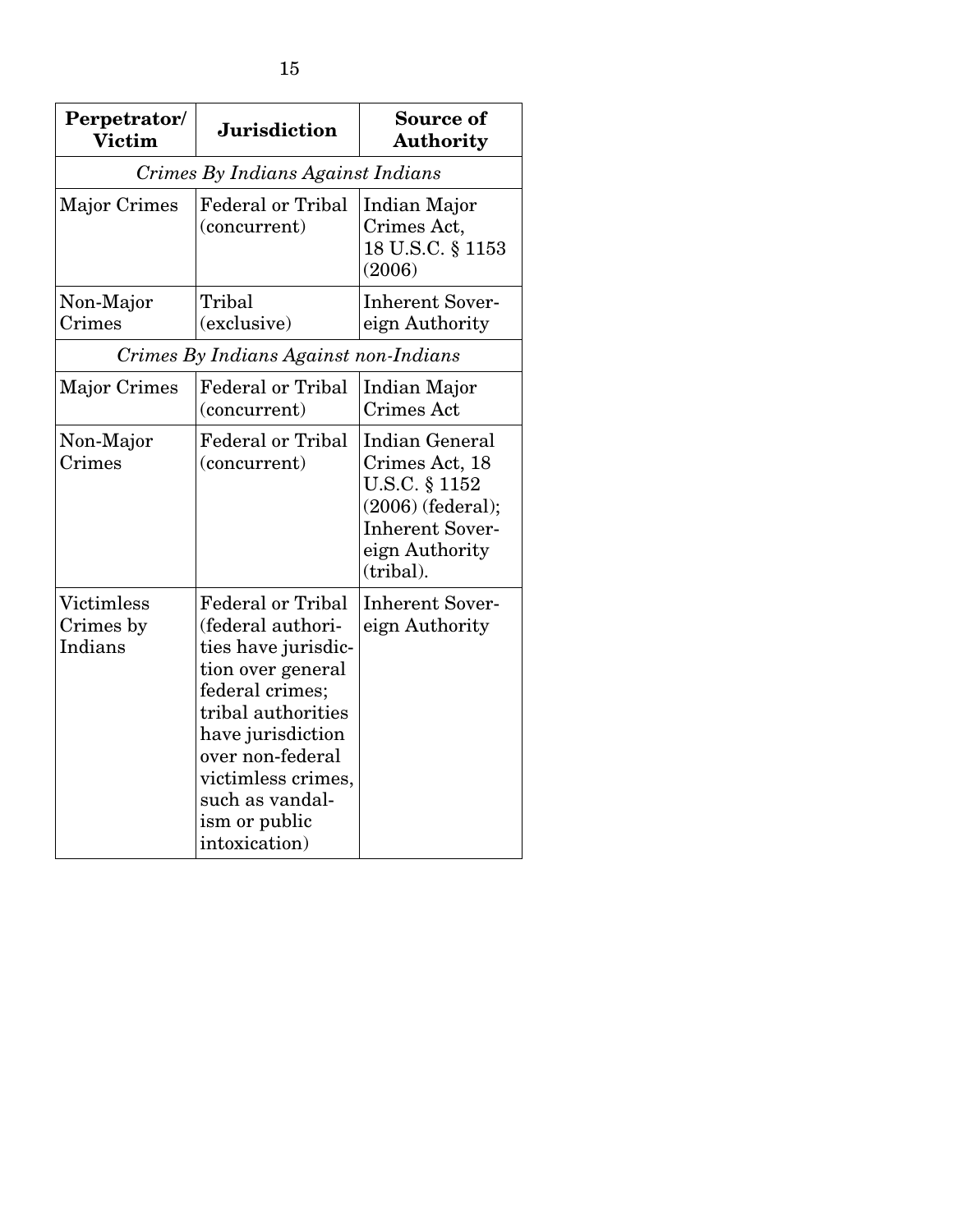| Perpetrator/ Victim | Jurisdiction | Source of Authority |
|---|---|---|
| *Crimes By Indians Against Indians* | | |
| Major Crimes | Federal or Tribal (concurrent) | Indian Major Crimes Act, 18 U.S.C. § 1153 (2006) |
| Non-Major Crimes | Tribal (exclusive) | Inherent Sovereign Authority |
| *Crimes By Indians Against non-Indians* | | |
| Major Crimes | Federal or Tribal (concurrent) | Indian Major Crimes Act |
| Non-Major Crimes | Federal or Tribal (concurrent) | Indian General Crimes Act, 18 U.S.C. § 1152 (2006) (federal); Inherent Sovereign Authority (tribal). |
| Victimless Crimes by Indians | Federal or Tribal (federal authorities have jurisdiction over general federal crimes; tribal authorities have jurisdiction over non-federal victimless crimes, such as vandalism or public intoxication) | Inherent Sovereign Authority |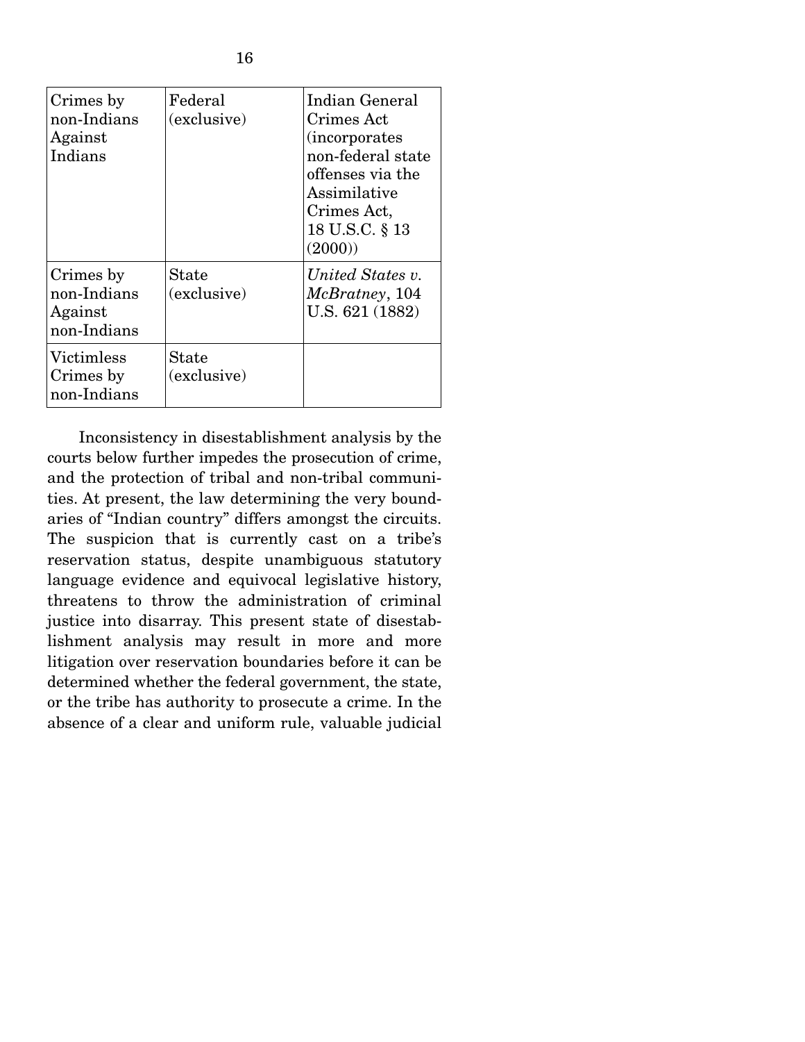| | | |
|---|---|---|
| Crimes by non-Indians Against Indians | Federal (exclusive) | Indian General Crimes Act (incorporates non-federal state offenses via the Assimilative Crimes Act, 18 U.S.C. § 13 (2000)) |
| Crimes by non-Indians Against non-Indians | State (exclusive) | *United States v. McBratney*, 104 U.S. 621 (1882) |
| Victimless Crimes by non-Indians | State (exclusive) | |

Inconsistency in disestablishment analysis by the courts below further impedes the prosecution of crime, and the protection of tribal and non-tribal communities. At present, the law determining the very boundaries of "Indian country" differs amongst the circuits. The suspicion that is currently cast on a tribe's reservation status, despite unambiguous statutory language evidence and equivocal legislative history, threatens to throw the administration of criminal justice into disarray. This present state of disestablishment analysis may result in more and more litigation over reservation boundaries before it can be determined whether the federal government, the state, or the tribe has authority to prosecute a crime. In the absence of a clear and uniform rule, valuable judicial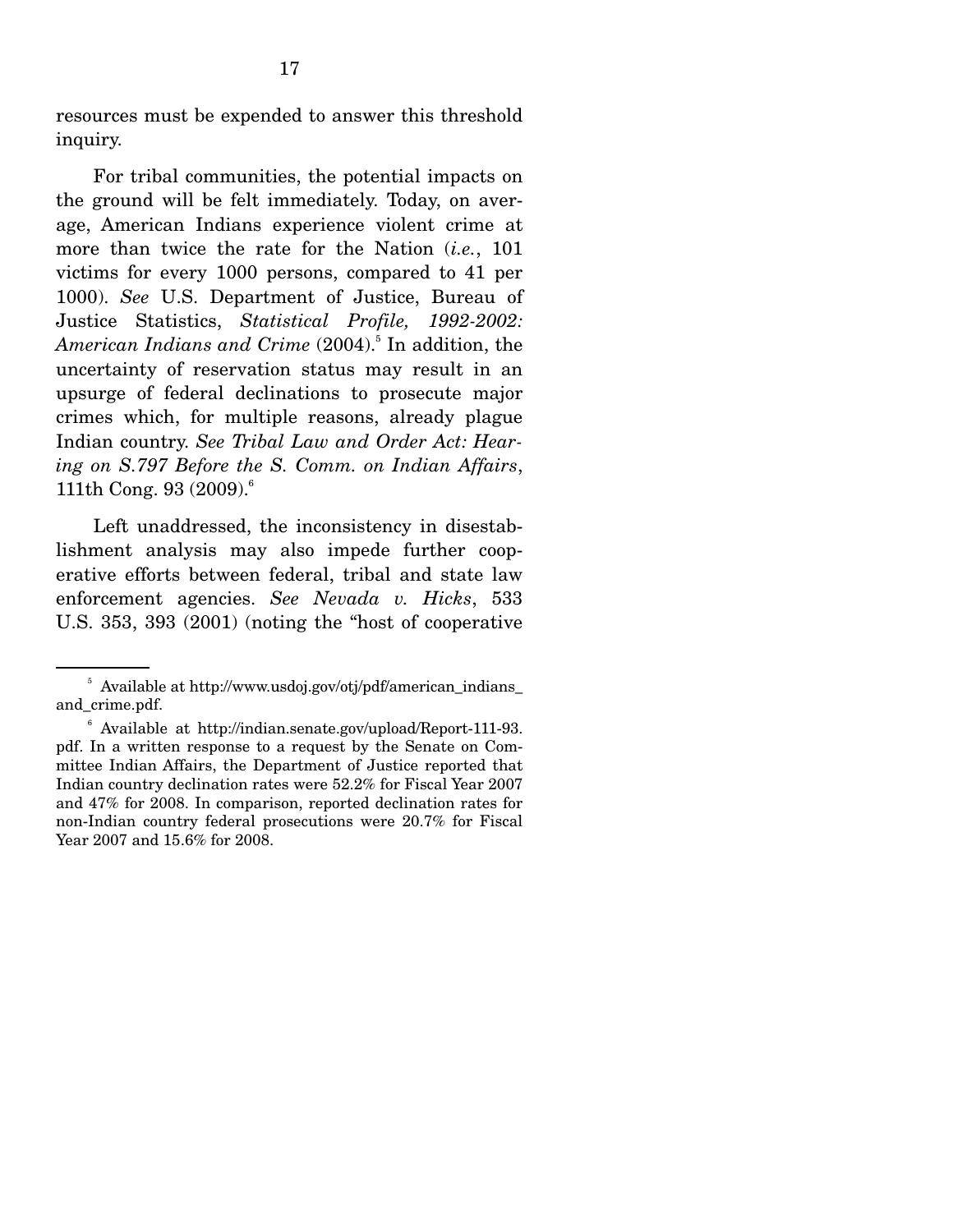resources must be expended to answer this threshold inquiry.

For tribal communities, the potential impacts on the ground will be felt immediately. Today, on average, American Indians experience violent crime at more than twice the rate for the Nation (*i.e.*, 101 victims for every 1000 persons, compared to 41 per 1000). *See* U.S. Department of Justice, Bureau of Justice Statistics, *Statistical Profile, 1992-2002: American Indians and Crime* (2004).[5] In addition, the uncertainty of reservation status may result in an upsurge of federal declinations to prosecute major crimes which, for multiple reasons, already plague Indian country. *See Tribal Law and Order Act: Hearing on S.797 Before the S. Comm. on Indian Affairs*, 111th Cong. 93 (2009).[6]

Left unaddressed, the inconsistency in disestablishment analysis may also impede further cooperative efforts between federal, tribal and state law enforcement agencies. *See Nevada v. Hicks*, 533 U.S. 353, 393 (2001) (noting the "host of cooperative

---

[5] Available at http://www.usdoj.gov/otj/pdf/american_indians_and_crime.pdf.

[6] Available at http://indian.senate.gov/upload/Report-111-93.pdf. In a written response to a request by the Senate on Committee Indian Affairs, the Department of Justice reported that Indian country declination rates were 52.2% for Fiscal Year 2007 and 47% for 2008. In comparison, reported declination rates for non-Indian country federal prosecutions were 20.7% for Fiscal Year 2007 and 15.6% for 2008.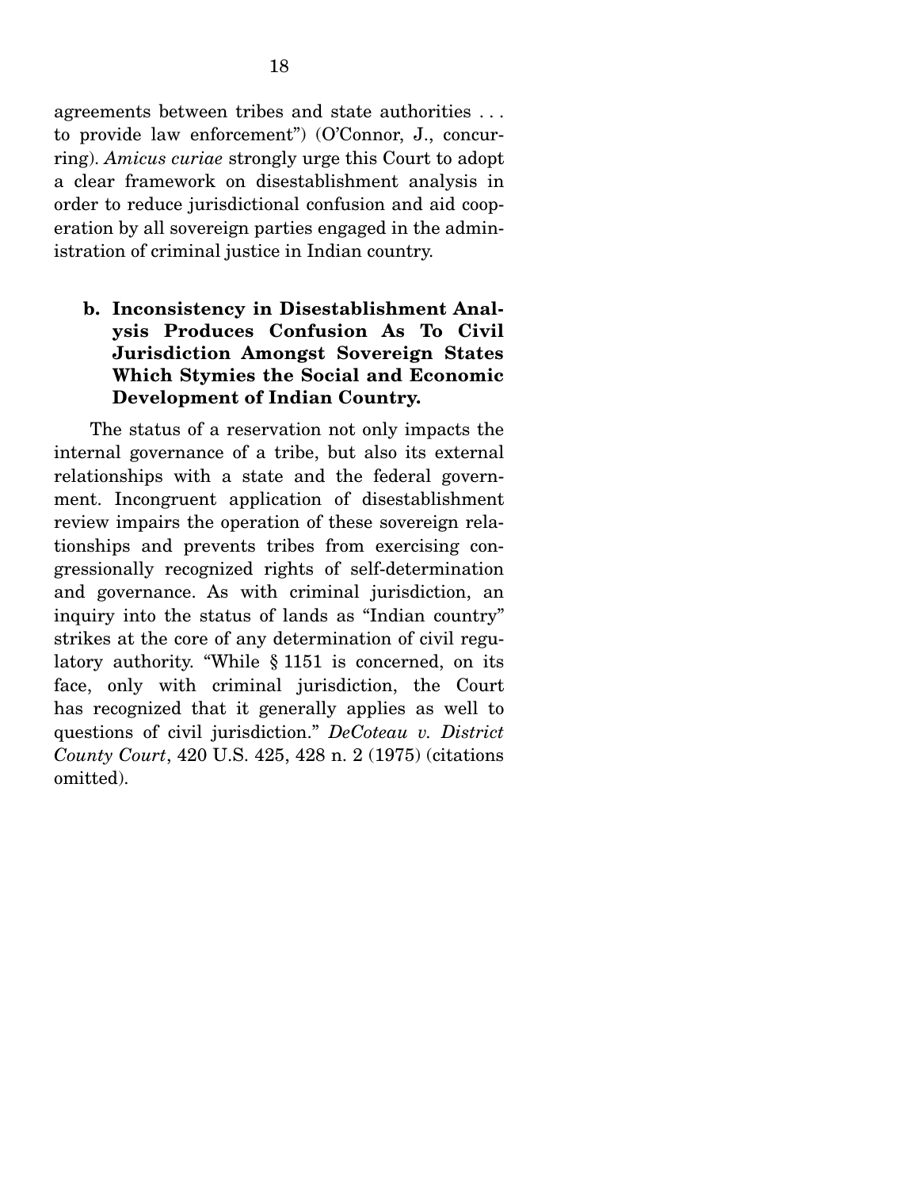agreements between tribes and state authorities . . . to provide law enforcement") (O'Connor, J., concurring). *Amicus curiae* strongly urge this Court to adopt a clear framework on disestablishment analysis in order to reduce jurisdictional confusion and aid cooperation by all sovereign parties engaged in the administration of criminal justice in Indian country.

### b. Inconsistency in Disestablishment Analysis Produces Confusion As To Civil Jurisdiction Amongst Sovereign States Which Stymies the Social and Economic Development of Indian Country.

The status of a reservation not only impacts the internal governance of a tribe, but also its external relationships with a state and the federal government. Incongruent application of disestablishment review impairs the operation of these sovereign relationships and prevents tribes from exercising congressionally recognized rights of self-determination and governance. As with criminal jurisdiction, an inquiry into the status of lands as "Indian country" strikes at the core of any determination of civil regulatory authority. "While § 1151 is concerned, on its face, only with criminal jurisdiction, the Court has recognized that it generally applies as well to questions of civil jurisdiction." *DeCoteau v. District County Court*, 420 U.S. 425, 428 n. 2 (1975) (citations omitted).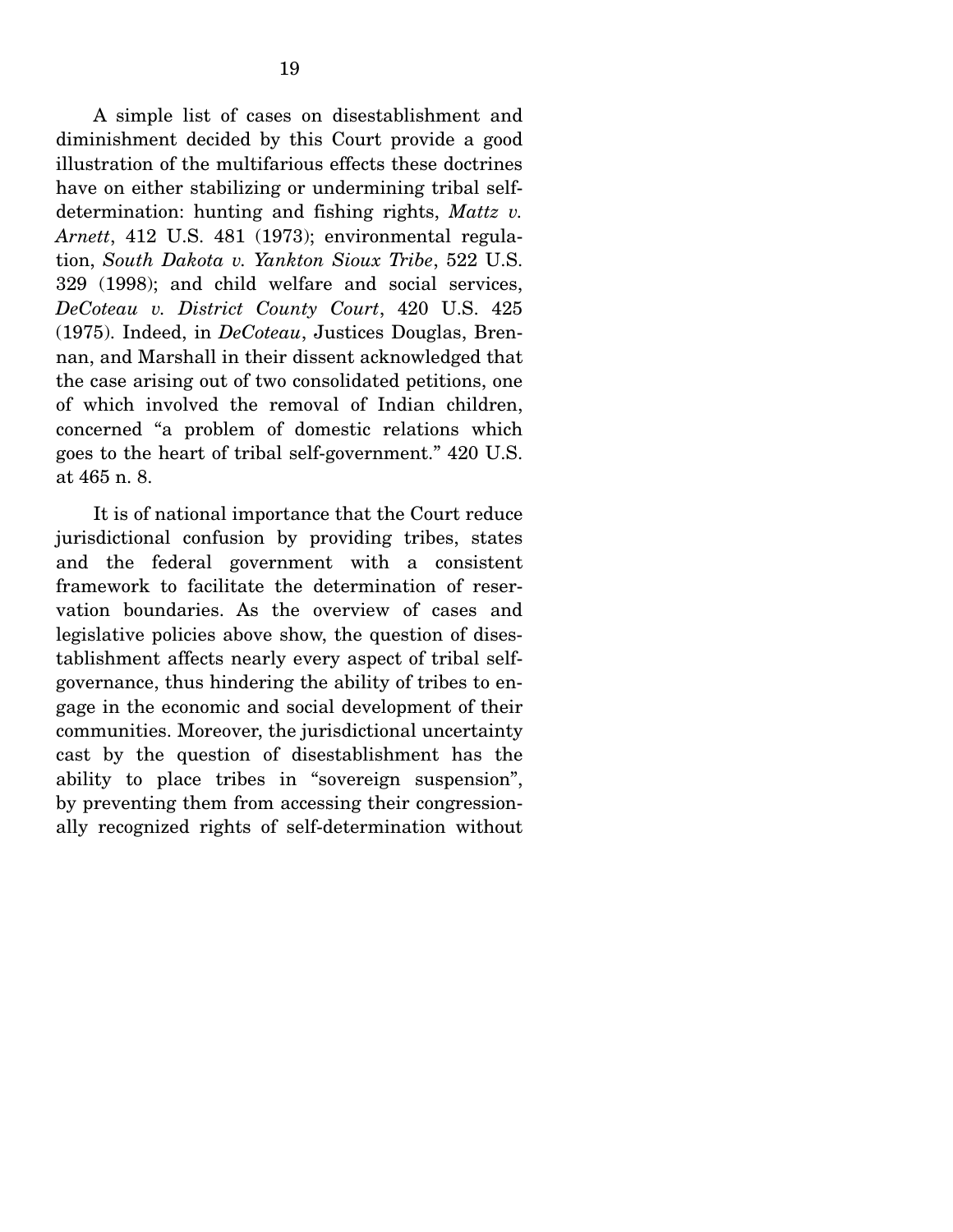A simple list of cases on disestablishment and diminishment decided by this Court provide a good illustration of the multifarious effects these doctrines have on either stabilizing or undermining tribal self-determination: hunting and fishing rights, *Mattz v. Arnett*, 412 U.S. 481 (1973); environmental regulation, *South Dakota v. Yankton Sioux Tribe*, 522 U.S. 329 (1998); and child welfare and social services, *DeCoteau v. District County Court*, 420 U.S. 425 (1975). Indeed, in *DeCoteau*, Justices Douglas, Brennan, and Marshall in their dissent acknowledged that the case arising out of two consolidated petitions, one of which involved the removal of Indian children, concerned "a problem of domestic relations which goes to the heart of tribal self-government." 420 U.S. at 465 n. 8.

It is of national importance that the Court reduce jurisdictional confusion by providing tribes, states and the federal government with a consistent framework to facilitate the determination of reservation boundaries. As the overview of cases and legislative policies above show, the question of disestablishment affects nearly every aspect of tribal self-governance, thus hindering the ability of tribes to engage in the economic and social development of their communities. Moreover, the jurisdictional uncertainty cast by the question of disestablishment has the ability to place tribes in "sovereign suspension", by preventing them from accessing their congressionally recognized rights of self-determination without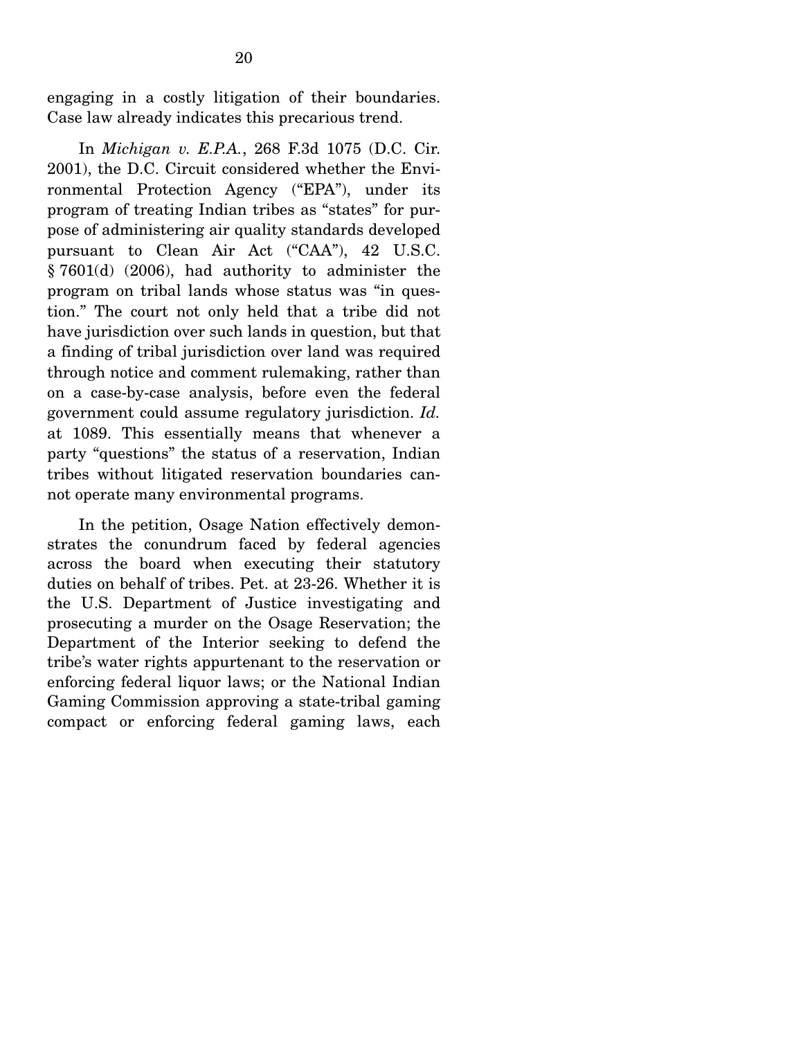engaging in a costly litigation of their boundaries. Case law already indicates this precarious trend.

In *Michigan v. E.P.A.*, 268 F.3d 1075 (D.C. Cir. 2001), the D.C. Circuit considered whether the Environmental Protection Agency ("EPA"), under its program of treating Indian tribes as "states" for purpose of administering air quality standards developed pursuant to Clean Air Act ("CAA"), 42 U.S.C. § 7601(d) (2006), had authority to administer the program on tribal lands whose status was "in question." The court not only held that a tribe did not have jurisdiction over such lands in question, but that a finding of tribal jurisdiction over land was required through notice and comment rulemaking, rather than on a case-by-case analysis, before even the federal government could assume regulatory jurisdiction. *Id.* at 1089. This essentially means that whenever a party "questions" the status of a reservation, Indian tribes without litigated reservation boundaries cannot operate many environmental programs.

In the petition, Osage Nation effectively demonstrates the conundrum faced by federal agencies across the board when executing their statutory duties on behalf of tribes. Pet. at 23-26. Whether it is the U.S. Department of Justice investigating and prosecuting a murder on the Osage Reservation; the Department of the Interior seeking to defend the tribe's water rights appurtenant to the reservation or enforcing federal liquor laws; or the National Indian Gaming Commission approving a state-tribal gaming compact or enforcing federal gaming laws, each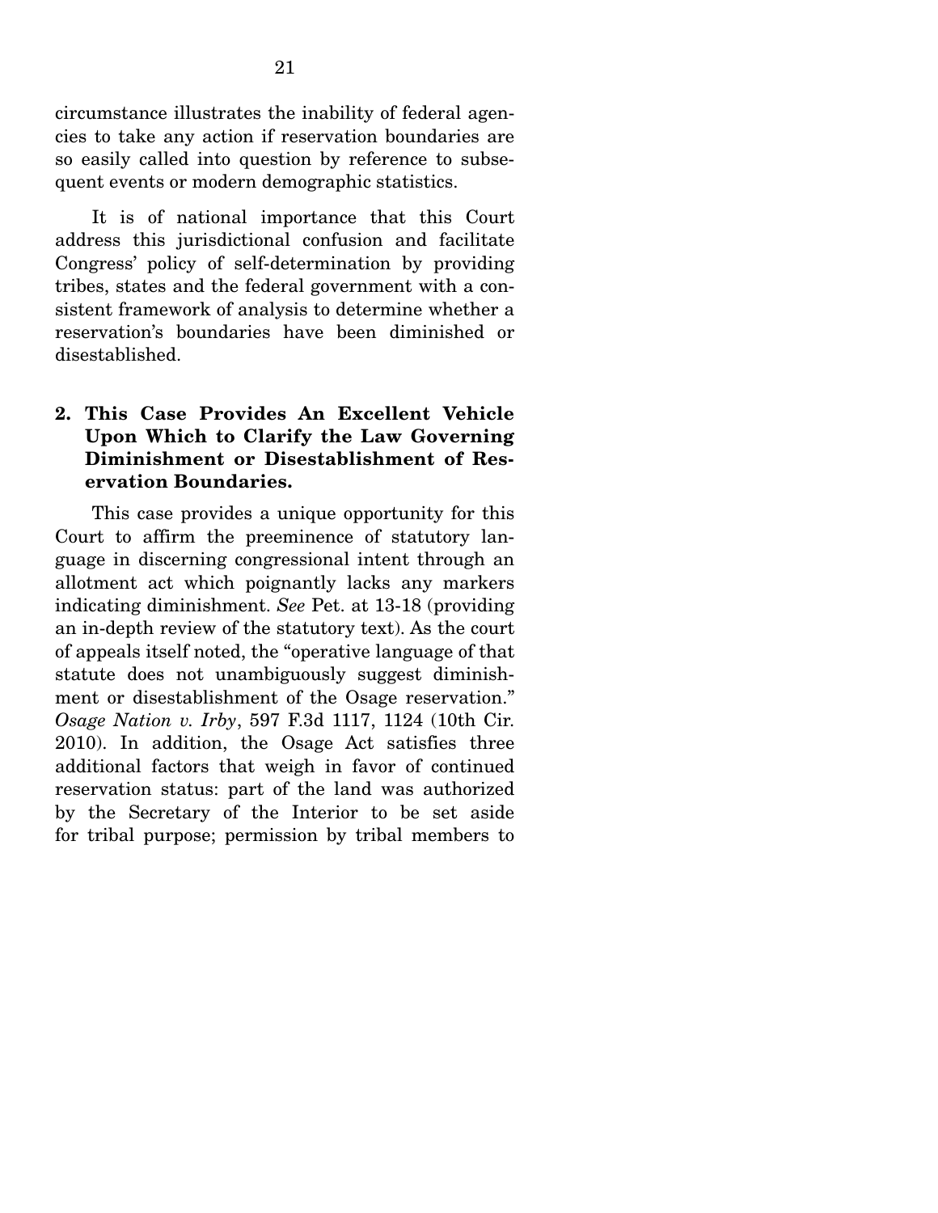circumstance illustrates the inability of federal agencies to take any action if reservation boundaries are so easily called into question by reference to subsequent events or modern demographic statistics.

It is of national importance that this Court address this jurisdictional confusion and facilitate Congress' policy of self-determination by providing tribes, states and the federal government with a consistent framework of analysis to determine whether a reservation's boundaries have been diminished or disestablished.

### 2. This Case Provides An Excellent Vehicle Upon Which to Clarify the Law Governing Diminishment or Disestablishment of Reservation Boundaries.

This case provides a unique opportunity for this Court to affirm the preeminence of statutory language in discerning congressional intent through an allotment act which poignantly lacks any markers indicating diminishment. *See* Pet. at 13-18 (providing an in-depth review of the statutory text). As the court of appeals itself noted, the "operative language of that statute does not unambiguously suggest diminishment or disestablishment of the Osage reservation." *Osage Nation v. Irby*, 597 F.3d 1117, 1124 (10th Cir. 2010). In addition, the Osage Act satisfies three additional factors that weigh in favor of continued reservation status: part of the land was authorized by the Secretary of the Interior to be set aside for tribal purpose; permission by tribal members to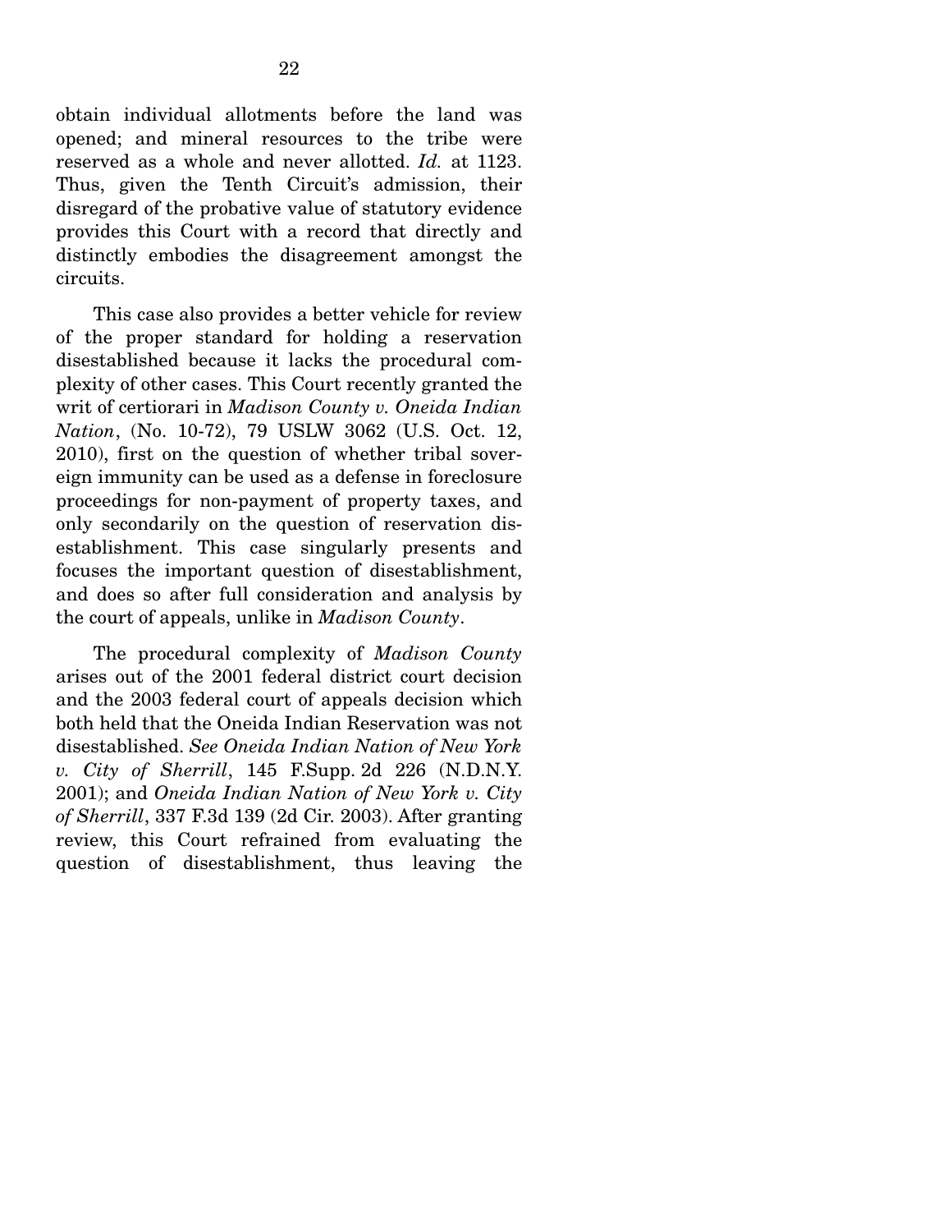obtain individual allotments before the land was opened; and mineral resources to the tribe were reserved as a whole and never allotted. *Id.* at 1123. Thus, given the Tenth Circuit's admission, their disregard of the probative value of statutory evidence provides this Court with a record that directly and distinctly embodies the disagreement amongst the circuits.

This case also provides a better vehicle for review of the proper standard for holding a reservation disestablished because it lacks the procedural complexity of other cases. This Court recently granted the writ of certiorari in *Madison County v. Oneida Indian Nation*, (No. 10-72), 79 USLW 3062 (U.S. Oct. 12, 2010), first on the question of whether tribal sovereign immunity can be used as a defense in foreclosure proceedings for non-payment of property taxes, and only secondarily on the question of reservation disestablishment. This case singularly presents and focuses the important question of disestablishment, and does so after full consideration and analysis by the court of appeals, unlike in *Madison County*.

The procedural complexity of *Madison County* arises out of the 2001 federal district court decision and the 2003 federal court of appeals decision which both held that the Oneida Indian Reservation was not disestablished. *See Oneida Indian Nation of New York v. City of Sherrill*, 145 F.Supp. 2d 226 (N.D.N.Y. 2001); and *Oneida Indian Nation of New York v. City of Sherrill*, 337 F.3d 139 (2d Cir. 2003). After granting review, this Court refrained from evaluating the question of disestablishment, thus leaving the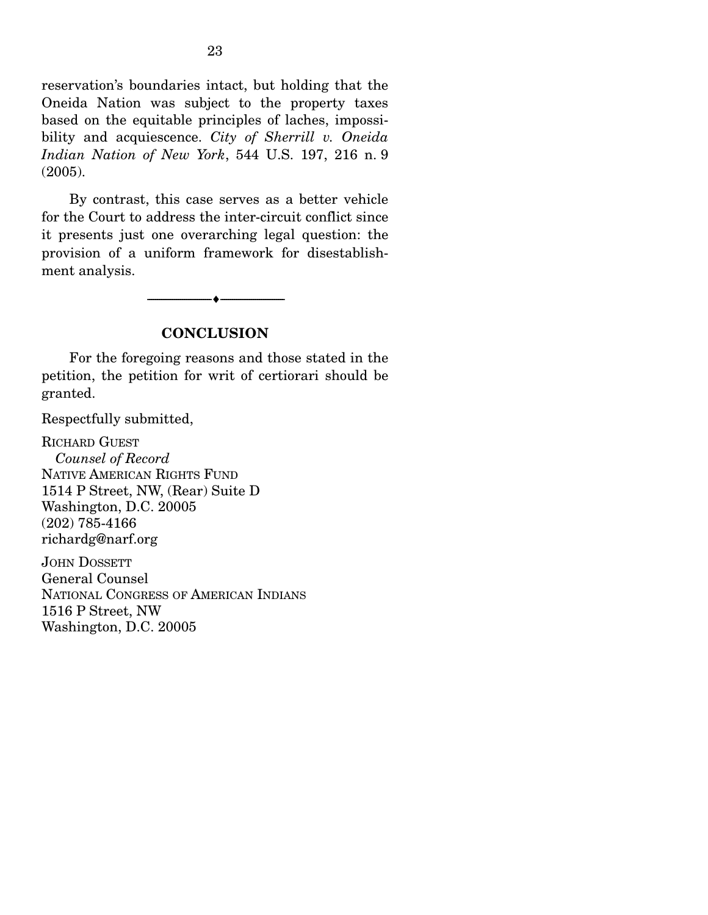reservation's boundaries intact, but holding that the Oneida Nation was subject to the property taxes based on the equitable principles of laches, impossibility and acquiescence. *City of Sherrill v. Oneida Indian Nation of New York*, 544 U.S. 197, 216 n. 9 (2005).

By contrast, this case serves as a better vehicle for the Court to address the inter-circuit conflict since it presents just one overarching legal question: the provision of a uniform framework for disestablishment analysis.

---

## CONCLUSION

For the foregoing reasons and those stated in the petition, the petition for writ of certiorari should be granted.

Respectfully submitted,

RICHARD GUEST
*Counsel of Record*
NATIVE AMERICAN RIGHTS FUND
1514 P Street, NW, (Rear) Suite D
Washington, D.C. 20005
(202) 785-4166
richardg@narf.org

JOHN DOSSETT
General Counsel
NATIONAL CONGRESS OF AMERICAN INDIANS
1516 P Street, NW
Washington, D.C. 20005